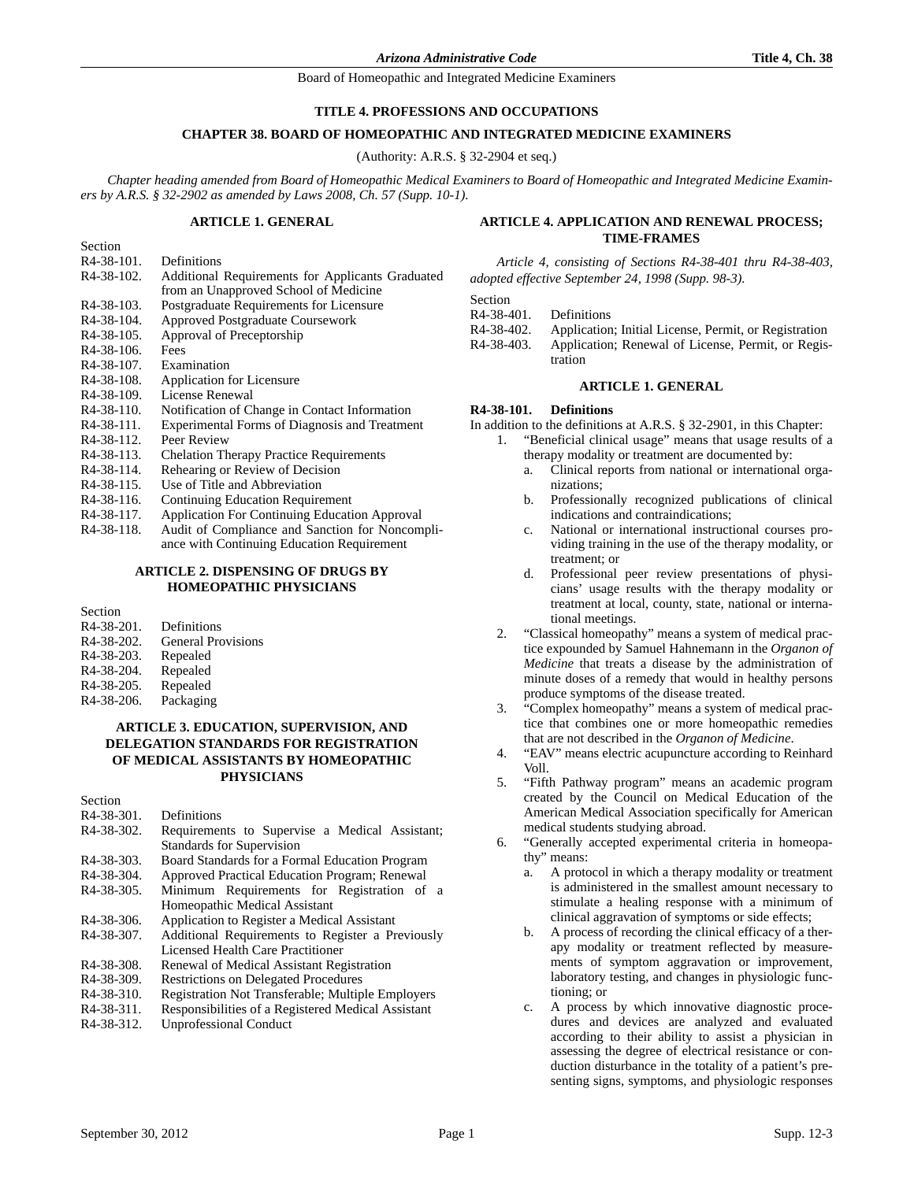# TITLE 4. PROFESSIONS AND OCCUPATIONS

## CHAPTER 38. BOARD OF HOMEOPATHIC AND INTEGRATED MEDICINE EXAMINERS

(Authority: A.R.S. § 32-2904 et seq.)

*Chapter heading amended from Board of Homeopathic Medical Examiners to Board of Homeopathic and Integrated Medicine Examiners by A.R.S. § 32-2902 as amended by Laws 2008, Ch. 57 (Supp. 10-1).*

### ARTICLE 1. GENERAL

Section

R4-38-101. Definitions
R4-38-102. Additional Requirements for Applicants Graduated from an Unapproved School of Medicine
R4-38-103. Postgraduate Requirements for Licensure
R4-38-104. Approved Postgraduate Coursework
R4-38-105. Approval of Preceptorship
R4-38-106. Fees
R4-38-107. Examination
R4-38-108. Application for Licensure
R4-38-109. License Renewal
R4-38-110. Notification of Change in Contact Information
R4-38-111. Experimental Forms of Diagnosis and Treatment
R4-38-112. Peer Review
R4-38-113. Chelation Therapy Practice Requirements
R4-38-114. Rehearing or Review of Decision
R4-38-115. Use of Title and Abbreviation
R4-38-116. Continuing Education Requirement
R4-38-117. Application For Continuing Education Approval
R4-38-118. Audit of Compliance and Sanction for Noncompliance with Continuing Education Requirement

### ARTICLE 2. DISPENSING OF DRUGS BY HOMEOPATHIC PHYSICIANS

Section

R4-38-201. Definitions
R4-38-202. General Provisions
R4-38-203. Repealed
R4-38-204. Repealed
R4-38-205. Repealed
R4-38-206. Packaging

### ARTICLE 3. EDUCATION, SUPERVISION, AND DELEGATION STANDARDS FOR REGISTRATION OF MEDICAL ASSISTANTS BY HOMEOPATHIC PHYSICIANS

Section

R4-38-301. Definitions
R4-38-302. Requirements to Supervise a Medical Assistant; Standards for Supervision
R4-38-303. Board Standards for a Formal Education Program
R4-38-304. Approved Practical Education Program; Renewal
R4-38-305. Minimum Requirements for Registration of a Homeopathic Medical Assistant
R4-38-306. Application to Register a Medical Assistant
R4-38-307. Additional Requirements to Register a Previously Licensed Health Care Practitioner
R4-38-308. Renewal of Medical Assistant Registration
R4-38-309. Restrictions on Delegated Procedures
R4-38-310. Registration Not Transferable; Multiple Employers
R4-38-311. Responsibilities of a Registered Medical Assistant
R4-38-312. Unprofessional Conduct

### ARTICLE 4. APPLICATION AND RENEWAL PROCESS; TIME-FRAMES

*Article 4, consisting of Sections R4-38-401 thru R4-38-403, adopted effective September 24, 1998 (Supp. 98-3).*

Section

R4-38-401. Definitions
R4-38-402. Application; Initial License, Permit, or Registration
R4-38-403. Application; Renewal of License, Permit, or Registration

### ARTICLE 1. GENERAL

**R4-38-101. Definitions**

In addition to the definitions at A.R.S. § 32-2901, in this Chapter:

1. "Beneficial clinical usage" means that usage results of a therapy modality or treatment are documented by:
   a. Clinical reports from national or international organizations;
   b. Professionally recognized publications of clinical indications and contraindications;
   c. National or international instructional courses providing training in the use of the therapy modality, or treatment; or
   d. Professional peer review presentations of physicians' usage results with the therapy modality or treatment at local, county, state, national or international meetings.
2. "Classical homeopathy" means a system of medical practice expounded by Samuel Hahnemann in the *Organon of Medicine* that treats a disease by the administration of minute doses of a remedy that would in healthy persons produce symptoms of the disease treated.
3. "Complex homeopathy" means a system of medical practice that combines one or more homeopathic remedies that are not described in the *Organon of Medicine*.
4. "EAV" means electric acupuncture according to Reinhard Voll.
5. "Fifth Pathway program" means an academic program created by the Council on Medical Education of the American Medical Association specifically for American medical students studying abroad.
6. "Generally accepted experimental criteria in homeopathy" means:
   a. A protocol in which a therapy modality or treatment is administered in the smallest amount necessary to stimulate a healing response with a minimum of clinical aggravation of symptoms or side effects;
   b. A process of recording the clinical efficacy of a therapy modality or treatment reflected by measurements of symptom aggravation or improvement, laboratory testing, and changes in physiologic functioning; or
   c. A process by which innovative diagnostic procedures and devices are analyzed and evaluated according to their ability to assist a physician in assessing the degree of electrical resistance or conduction disturbance in the totality of a patient's presenting signs, symptoms, and physiologic responses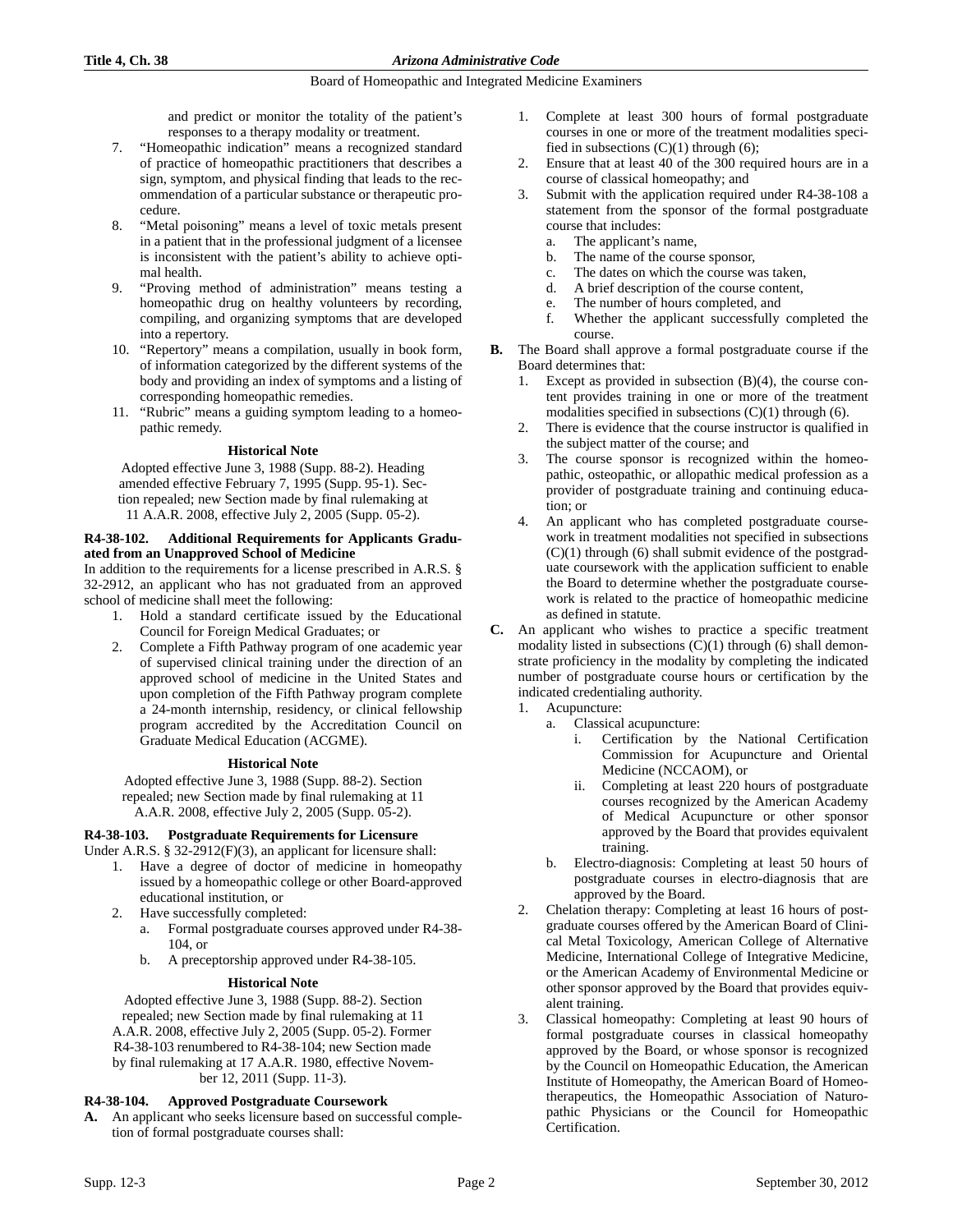and predict or monitor the totality of the patient's responses to a therapy modality or treatment.

7. "Homeopathic indication" means a recognized standard of practice of homeopathic practitioners that describes a sign, symptom, and physical finding that leads to the recommendation of a particular substance or therapeutic procedure.
8. "Metal poisoning" means a level of toxic metals present in a patient that in the professional judgment of a licensee is inconsistent with the patient's ability to achieve optimal health.
9. "Proving method of administration" means testing a homeopathic drug on healthy volunteers by recording, compiling, and organizing symptoms that are developed into a repertory.
10. "Repertory" means a compilation, usually in book form, of information categorized by the different systems of the body and providing an index of symptoms and a listing of corresponding homeopathic remedies.
11. "Rubric" means a guiding symptom leading to a homeopathic remedy.

**Historical Note**

Adopted effective June 3, 1988 (Supp. 88-2). Heading amended effective February 7, 1995 (Supp. 95-1). Section repealed; new Section made by final rulemaking at 11 A.A.R. 2008, effective July 2, 2005 (Supp. 05-2).

### R4-38-102. Additional Requirements for Applicants Graduated from an Unapproved School of Medicine

In addition to the requirements for a license prescribed in A.R.S. § 32-2912, an applicant who has not graduated from an approved school of medicine shall meet the following:

1. Hold a standard certificate issued by the Educational Council for Foreign Medical Graduates; or
2. Complete a Fifth Pathway program of one academic year of supervised clinical training under the direction of an approved school of medicine in the United States and upon completion of the Fifth Pathway program complete a 24-month internship, residency, or clinical fellowship program accredited by the Accreditation Council on Graduate Medical Education (ACGME).

**Historical Note**

Adopted effective June 3, 1988 (Supp. 88-2). Section repealed; new Section made by final rulemaking at 11 A.A.R. 2008, effective July 2, 2005 (Supp. 05-2).

### R4-38-103. Postgraduate Requirements for Licensure

Under A.R.S. § 32-2912(F)(3), an applicant for licensure shall:

1. Have a degree of doctor of medicine in homeopathy issued by a homeopathic college or other Board-approved educational institution, or
2. Have successfully completed:
   a. Formal postgraduate courses approved under R4-38-104, or
   b. A preceptorship approved under R4-38-105.

**Historical Note**

Adopted effective June 3, 1988 (Supp. 88-2). Section repealed; new Section made by final rulemaking at 11 A.A.R. 2008, effective July 2, 2005 (Supp. 05-2). Former R4-38-103 renumbered to R4-38-104; new Section made by final rulemaking at 17 A.A.R. 1980, effective November 12, 2011 (Supp. 11-3).

### R4-38-104. Approved Postgraduate Coursework

**A.** An applicant who seeks licensure based on successful completion of formal postgraduate courses shall:

1. Complete at least 300 hours of formal postgraduate courses in one or more of the treatment modalities specified in subsections (C)(1) through (6);
2. Ensure that at least 40 of the 300 required hours are in a course of classical homeopathy; and
3. Submit with the application required under R4-38-108 a statement from the sponsor of the formal postgraduate course that includes:
   a. The applicant's name,
   b. The name of the course sponsor,
   c. The dates on which the course was taken,
   d. A brief description of the course content,
   e. The number of hours completed, and
   f. Whether the applicant successfully completed the course.

**B.** The Board shall approve a formal postgraduate course if the Board determines that:

1. Except as provided in subsection (B)(4), the course content provides training in one or more of the treatment modalities specified in subsections (C)(1) through (6).
2. There is evidence that the course instructor is qualified in the subject matter of the course; and
3. The course sponsor is recognized within the homeopathic, osteopathic, or allopathic medical profession as a provider of postgraduate training and continuing education; or
4. An applicant who has completed postgraduate coursework in treatment modalities not specified in subsections (C)(1) through (6) shall submit evidence of the postgraduate coursework with the application sufficient to enable the Board to determine whether the postgraduate coursework is related to the practice of homeopathic medicine as defined in statute.

**C.** An applicant who wishes to practice a specific treatment modality listed in subsections (C)(1) through (6) shall demonstrate proficiency in the modality by completing the indicated number of postgraduate course hours or certification by the indicated credentialing authority.

1. Acupuncture:
   a. Classical acupuncture:
      i. Certification by the National Certification Commission for Acupuncture and Oriental Medicine (NCCAOM), or
      ii. Completing at least 220 hours of postgraduate courses recognized by the American Academy of Medical Acupuncture or other sponsor approved by the Board that provides equivalent training.
   b. Electro-diagnosis: Completing at least 50 hours of postgraduate courses in electro-diagnosis that are approved by the Board.
2. Chelation therapy: Completing at least 16 hours of postgraduate courses offered by the American Board of Clinical Metal Toxicology, American College of Alternative Medicine, International College of Integrative Medicine, or the American Academy of Environmental Medicine or other sponsor approved by the Board that provides equivalent training.
3. Classical homeopathy: Completing at least 90 hours of formal postgraduate courses in classical homeopathy approved by the Board, or whose sponsor is recognized by the Council on Homeopathic Education, the American Institute of Homeopathy, the American Board of Homeotherapeutics, the Homeopathic Association of Naturopathic Physicians or the Council for Homeopathic Certification.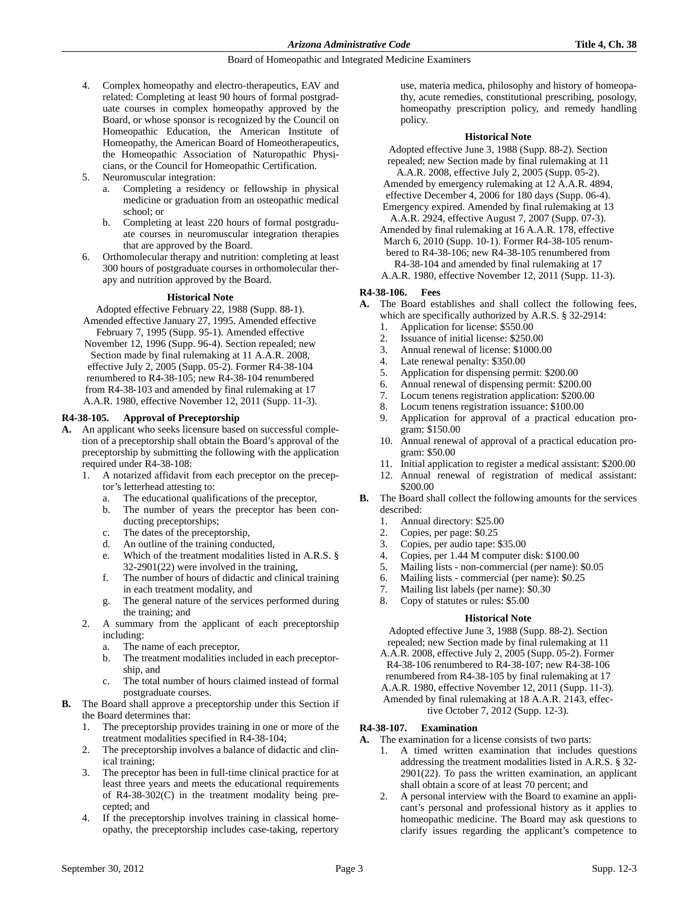4. Complex homeopathy and electro-therapeutics, EAV and related: Completing at least 90 hours of formal postgraduate courses in complex homeopathy approved by the Board, or whose sponsor is recognized by the Council on Homeopathic Education, the American Institute of Homeopathy, the American Board of Homeotherapeutics, the Homeopathic Association of Naturopathic Physicians, or the Council for Homeopathic Certification.
5. Neuromuscular integration:
   a. Completing a residency or fellowship in physical medicine or graduation from an osteopathic medical school; or
   b. Completing at least 220 hours of formal postgraduate courses in neuromuscular integration therapies that are approved by the Board.
6. Orthomolecular therapy and nutrition: completing at least 300 hours of postgraduate courses in orthomolecular therapy and nutrition approved by the Board.

**Historical Note**

Adopted effective February 22, 1988 (Supp. 88-1). Amended effective January 27, 1995. Amended effective February 7, 1995 (Supp. 95-1). Amended effective November 12, 1996 (Supp. 96-4). Section repealed; new Section made by final rulemaking at 11 A.A.R. 2008, effective July 2, 2005 (Supp. 05-2). Former R4-38-104 renumbered to R4-38-105; new R4-38-104 renumbered from R4-38-103 and amended by final rulemaking at 17 A.A.R. 1980, effective November 12, 2011 (Supp. 11-3).

**R4-38-105. Approval of Preceptorship**

**A.** An applicant who seeks licensure based on successful completion of a preceptorship shall obtain the Board's approval of the preceptorship by submitting the following with the application required under R4-38-108:
1. A notarized affidavit from each preceptor on the preceptor's letterhead attesting to:
   a. The educational qualifications of the preceptor,
   b. The number of years the preceptor has been conducting preceptorships;
   c. The dates of the preceptorship,
   d. An outline of the training conducted,
   e. Which of the treatment modalities listed in A.R.S. § 32-2901(22) were involved in the training,
   f. The number of hours of didactic and clinical training in each treatment modality, and
   g. The general nature of the services performed during the training; and
2. A summary from the applicant of each preceptorship including:
   a. The name of each preceptor,
   b. The treatment modalities included in each preceptorship, and
   c. The total number of hours claimed instead of formal postgraduate courses.

**B.** The Board shall approve a preceptorship under this Section if the Board determines that:
1. The preceptorship provides training in one or more of the treatment modalities specified in R4-38-104;
2. The preceptorship involves a balance of didactic and clinical training;
3. The preceptor has been in full-time clinical practice for at least three years and meets the educational requirements of R4-38-302(C) in the treatment modality being precepted; and
4. If the preceptorship involves training in classical homeopathy, the preceptorship includes case-taking, repertory use, materia medica, philosophy and history of homeopathy, acute remedies, constitutional prescribing, posology, homeopathy prescription policy, and remedy handling policy.

**Historical Note**

Adopted effective June 3, 1988 (Supp. 88-2). Section repealed; new Section made by final rulemaking at 11 A.A.R. 2008, effective July 2, 2005 (Supp. 05-2). Amended by emergency rulemaking at 12 A.A.R. 4894, effective December 4, 2006 for 180 days (Supp. 06-4). Emergency expired. Amended by final rulemaking at 13 A.A.R. 2924, effective August 7, 2007 (Supp. 07-3). Amended by final rulemaking at 16 A.A.R. 178, effective March 6, 2010 (Supp. 10-1). Former R4-38-105 renumbered to R4-38-106; new R4-38-105 renumbered from R4-38-104 and amended by final rulemaking at 17 A.A.R. 1980, effective November 12, 2011 (Supp. 11-3).

**R4-38-106. Fees**

**A.** The Board establishes and shall collect the following fees, which are specifically authorized by A.R.S. § 32-2914:
1. Application for license: $550.00
2. Issuance of initial license: $250.00
3. Annual renewal of license: $1000.00
4. Late renewal penalty: $350.00
5. Application for dispensing permit: $200.00
6. Annual renewal of dispensing permit: $200.00
7. Locum tenens registration application: $200.00
8. Locum tenens registration issuance: $100.00
9. Application for approval of a practical education program: $150.00
10. Annual renewal of approval of a practical education program: $50.00
11. Initial application to register a medical assistant: $200.00
12. Annual renewal of registration of medical assistant: $200.00

**B.** The Board shall collect the following amounts for the services described:
1. Annual directory: $25.00
2. Copies, per page: $0.25
3. Copies, per audio tape: $35.00
4. Copies, per 1.44 M computer disk: $100.00
5. Mailing lists - non-commercial (per name): $0.05
6. Mailing lists - commercial (per name): $0.25
7. Mailing list labels (per name): $0.30
8. Copy of statutes or rules: $5.00

**Historical Note**

Adopted effective June 3, 1988 (Supp. 88-2). Section repealed; new Section made by final rulemaking at 11 A.A.R. 2008, effective July 2, 2005 (Supp. 05-2). Former R4-38-106 renumbered to R4-38-107; new R4-38-106 renumbered from R4-38-105 by final rulemaking at 17 A.A.R. 1980, effective November 12, 2011 (Supp. 11-3). Amended by final rulemaking at 18 A.A.R. 2143, effective October 7, 2012 (Supp. 12-3).

**R4-38-107. Examination**

**A.** The examination for a license consists of two parts:
1. A timed written examination that includes questions addressing the treatment modalities listed in A.R.S. § 32-2901(22). To pass the written examination, an applicant shall obtain a score of at least 70 percent; and
2. A personal interview with the Board to examine an applicant's personal and professional history as it applies to homeopathic medicine. The Board may ask questions to clarify issues regarding the applicant's competence to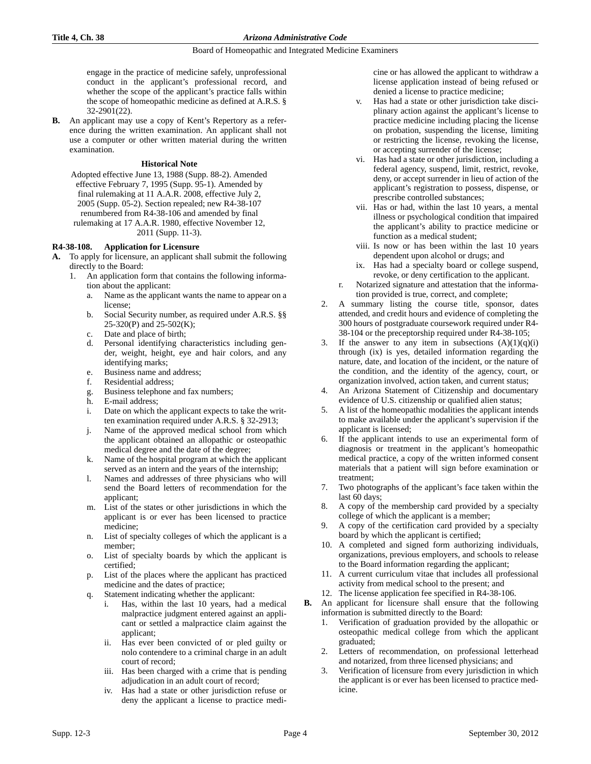engage in the practice of medicine safely, unprofessional conduct in the applicant's professional record, and whether the scope of the applicant's practice falls within the scope of homeopathic medicine as defined at A.R.S. § 32-2901(22).

**B.** An applicant may use a copy of Kent's Repertory as a reference during the written examination. An applicant shall not use a computer or other written material during the written examination.

**Historical Note**

Adopted effective June 13, 1988 (Supp. 88-2). Amended effective February 7, 1995 (Supp. 95-1). Amended by final rulemaking at 11 A.A.R. 2008, effective July 2, 2005 (Supp. 05-2). Section repealed; new R4-38-107 renumbered from R4-38-106 and amended by final rulemaking at 17 A.A.R. 1980, effective November 12, 2011 (Supp. 11-3).

**R4-38-108. Application for Licensure**

**A.** To apply for licensure, an applicant shall submit the following directly to the Board:

1. An application form that contains the following information about the applicant:
   a. Name as the applicant wants the name to appear on a license;
   b. Social Security number, as required under A.R.S. §§ 25-320(P) and 25-502(K);
   c. Date and place of birth;
   d. Personal identifying characteristics including gender, weight, height, eye and hair colors, and any identifying marks;
   e. Business name and address;
   f. Residential address;
   g. Business telephone and fax numbers;
   h. E-mail address;
   i. Date on which the applicant expects to take the written examination required under A.R.S. § 32-2913;
   j. Name of the approved medical school from which the applicant obtained an allopathic or osteopathic medical degree and the date of the degree;
   k. Name of the hospital program at which the applicant served as an intern and the years of the internship;
   l. Names and addresses of three physicians who will send the Board letters of recommendation for the applicant;
   m. List of the states or other jurisdictions in which the applicant is or ever has been licensed to practice medicine;
   n. List of specialty colleges of which the applicant is a member;
   o. List of specialty boards by which the applicant is certified;
   p. List of the places where the applicant has practiced medicine and the dates of practice;
   q. Statement indicating whether the applicant:
      i. Has, within the last 10 years, had a medical malpractice judgment entered against an applicant or settled a malpractice claim against the applicant;
      ii. Has ever been convicted of or pled guilty or nolo contendere to a criminal charge in an adult court of record;
      iii. Has been charged with a crime that is pending adjudication in an adult court of record;
      iv. Has had a state or other jurisdiction refuse or deny the applicant a license to practice medicine or has allowed the applicant to withdraw a license application instead of being refused or denied a license to practice medicine;
      v. Has had a state or other jurisdiction take disciplinary action against the applicant's license to practice medicine including placing the license on probation, suspending the license, limiting or restricting the license, revoking the license, or accepting surrender of the license;
      vi. Has had a state or other jurisdiction, including a federal agency, suspend, limit, restrict, revoke, deny, or accept surrender in lieu of action of the applicant's registration to possess, dispense, or prescribe controlled substances;
      vii. Has or had, within the last 10 years, a mental illness or psychological condition that impaired the applicant's ability to practice medicine or function as a medical student;
      viii. Is now or has been within the last 10 years dependent upon alcohol or drugs; and
      ix. Has had a specialty board or college suspend, revoke, or deny certification to the applicant.
   r. Notarized signature and attestation that the information provided is true, correct, and complete;
2. A summary listing the course title, sponsor, dates attended, and credit hours and evidence of completing the 300 hours of postgraduate coursework required under R4-38-104 or the preceptorship required under R4-38-105;
3. If the answer to any item in subsections (A)(1)(q)(i) through (ix) is yes, detailed information regarding the nature, date, and location of the incident, or the nature of the condition, and the identity of the agency, court, or organization involved, action taken, and current status;
4. An Arizona Statement of Citizenship and documentary evidence of U.S. citizenship or qualified alien status;
5. A list of the homeopathic modalities the applicant intends to make available under the applicant's supervision if the applicant is licensed;
6. If the applicant intends to use an experimental form of diagnosis or treatment in the applicant's homeopathic medical practice, a copy of the written informed consent materials that a patient will sign before examination or treatment;
7. Two photographs of the applicant's face taken within the last 60 days;
8. A copy of the membership card provided by a specialty college of which the applicant is a member;
9. A copy of the certification card provided by a specialty board by which the applicant is certified;
10. A completed and signed form authorizing individuals, organizations, previous employers, and schools to release to the Board information regarding the applicant;
11. A current curriculum vitae that includes all professional activity from medical school to the present; and
12. The license application fee specified in R4-38-106.

**B.** An applicant for licensure shall ensure that the following information is submitted directly to the Board:

1. Verification of graduation provided by the allopathic or osteopathic medical college from which the applicant graduated;
2. Letters of recommendation, on professional letterhead and notarized, from three licensed physicians; and
3. Verification of licensure from every jurisdiction in which the applicant is or ever has been licensed to practice medicine.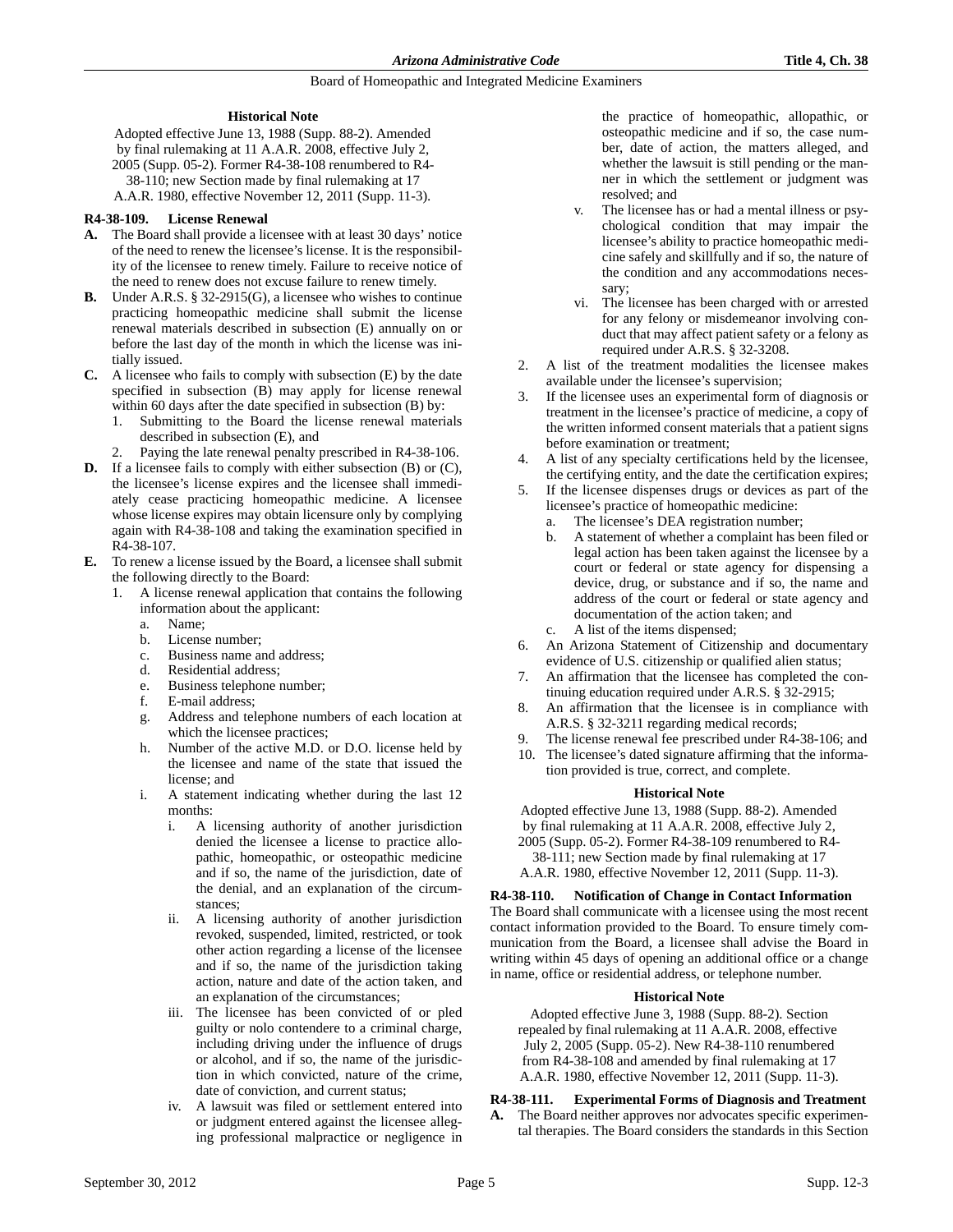**Historical Note**

Adopted effective June 13, 1988 (Supp. 88-2). Amended by final rulemaking at 11 A.A.R. 2008, effective July 2, 2005 (Supp. 05-2). Former R4-38-108 renumbered to R4-38-110; new Section made by final rulemaking at 17 A.A.R. 1980, effective November 12, 2011 (Supp. 11-3).

### R4-38-109. License Renewal

**A.** The Board shall provide a licensee with at least 30 days' notice of the need to renew the licensee's license. It is the responsibility of the licensee to renew timely. Failure to receive notice of the need to renew does not excuse failure to renew timely.

**B.** Under A.R.S. § 32-2915(G), a licensee who wishes to continue practicing homeopathic medicine shall submit the license renewal materials described in subsection (E) annually on or before the last day of the month in which the license was initially issued.

**C.** A licensee who fails to comply with subsection (E) by the date specified in subsection (B) may apply for license renewal within 60 days after the date specified in subsection (B) by:
1. Submitting to the Board the license renewal materials described in subsection (E), and
2. Paying the late renewal penalty prescribed in R4-38-106.

**D.** If a licensee fails to comply with either subsection (B) or (C), the licensee's license expires and the licensee shall immediately cease practicing homeopathic medicine. A licensee whose license expires may obtain licensure only by complying again with R4-38-108 and taking the examination specified in R4-38-107.

**E.** To renew a license issued by the Board, a licensee shall submit the following directly to the Board:
1. A license renewal application that contains the following information about the applicant:
   a. Name;
   b. License number;
   c. Business name and address;
   d. Residential address;
   e. Business telephone number;
   f. E-mail address;
   g. Address and telephone numbers of each location at which the licensee practices;
   h. Number of the active M.D. or D.O. license held by the licensee and name of the state that issued the license; and
   i. A statement indicating whether during the last 12 months:
      i. A licensing authority of another jurisdiction denied the licensee a license to practice allopathic, homeopathic, or osteopathic medicine and if so, the name of the jurisdiction, date of the denial, and an explanation of the circumstances;
      ii. A licensing authority of another jurisdiction revoked, suspended, limited, restricted, or took other action regarding a license of the licensee and if so, the name of the jurisdiction taking action, nature and date of the action taken, and an explanation of the circumstances;
      iii. The licensee has been convicted of or pled guilty or nolo contendere to a criminal charge, including driving under the influence of drugs or alcohol, and if so, the name of the jurisdiction in which convicted, nature of the crime, date of conviction, and current status;
      iv. A lawsuit was filed or settlement entered into or judgment entered against the licensee alleging professional malpractice or negligence in the practice of homeopathic, allopathic, or osteopathic medicine and if so, the case number, date of action, the matters alleged, and whether the lawsuit is still pending or the manner in which the settlement or judgment was resolved; and
      v. The licensee has or had a mental illness or psychological condition that may impair the licensee's ability to practice homeopathic medicine safely and skillfully and if so, the nature of the condition and any accommodations necessary;
      vi. The licensee has been charged with or arrested for any felony or misdemeanor involving conduct that may affect patient safety or a felony as required under A.R.S. § 32-3208.
2. A list of the treatment modalities the licensee makes available under the licensee's supervision;
3. If the licensee uses an experimental form of diagnosis or treatment in the licensee's practice of medicine, a copy of the written informed consent materials that a patient signs before examination or treatment;
4. A list of any specialty certifications held by the licensee, the certifying entity, and the date the certification expires;
5. If the licensee dispenses drugs or devices as part of the licensee's practice of homeopathic medicine:
   a. The licensee's DEA registration number;
   b. A statement of whether a complaint has been filed or legal action has been taken against the licensee by a court or federal or state agency for dispensing a device, drug, or substance and if so, the name and address of the court or federal or state agency and documentation of the action taken; and
   c. A list of the items dispensed;
6. An Arizona Statement of Citizenship and documentary evidence of U.S. citizenship or qualified alien status;
7. An affirmation that the licensee has completed the continuing education required under A.R.S. § 32-2915;
8. An affirmation that the licensee is in compliance with A.R.S. § 32-3211 regarding medical records;
9. The license renewal fee prescribed under R4-38-106; and
10. The licensee's dated signature affirming that the information provided is true, correct, and complete.

**Historical Note**

Adopted effective June 13, 1988 (Supp. 88-2). Amended by final rulemaking at 11 A.A.R. 2008, effective July 2, 2005 (Supp. 05-2). Former R4-38-109 renumbered to R4-38-111; new Section made by final rulemaking at 17 A.A.R. 1980, effective November 12, 2011 (Supp. 11-3).

### R4-38-110. Notification of Change in Contact Information

The Board shall communicate with a licensee using the most recent contact information provided to the Board. To ensure timely communication from the Board, a licensee shall advise the Board in writing within 45 days of opening an additional office or a change in name, office or residential address, or telephone number.

**Historical Note**

Adopted effective June 3, 1988 (Supp. 88-2). Section repealed by final rulemaking at 11 A.A.R. 2008, effective July 2, 2005 (Supp. 05-2). New R4-38-110 renumbered from R4-38-108 and amended by final rulemaking at 17 A.A.R. 1980, effective November 12, 2011 (Supp. 11-3).

### R4-38-111. Experimental Forms of Diagnosis and Treatment

**A.** The Board neither approves nor advocates specific experimental therapies. The Board considers the standards in this Section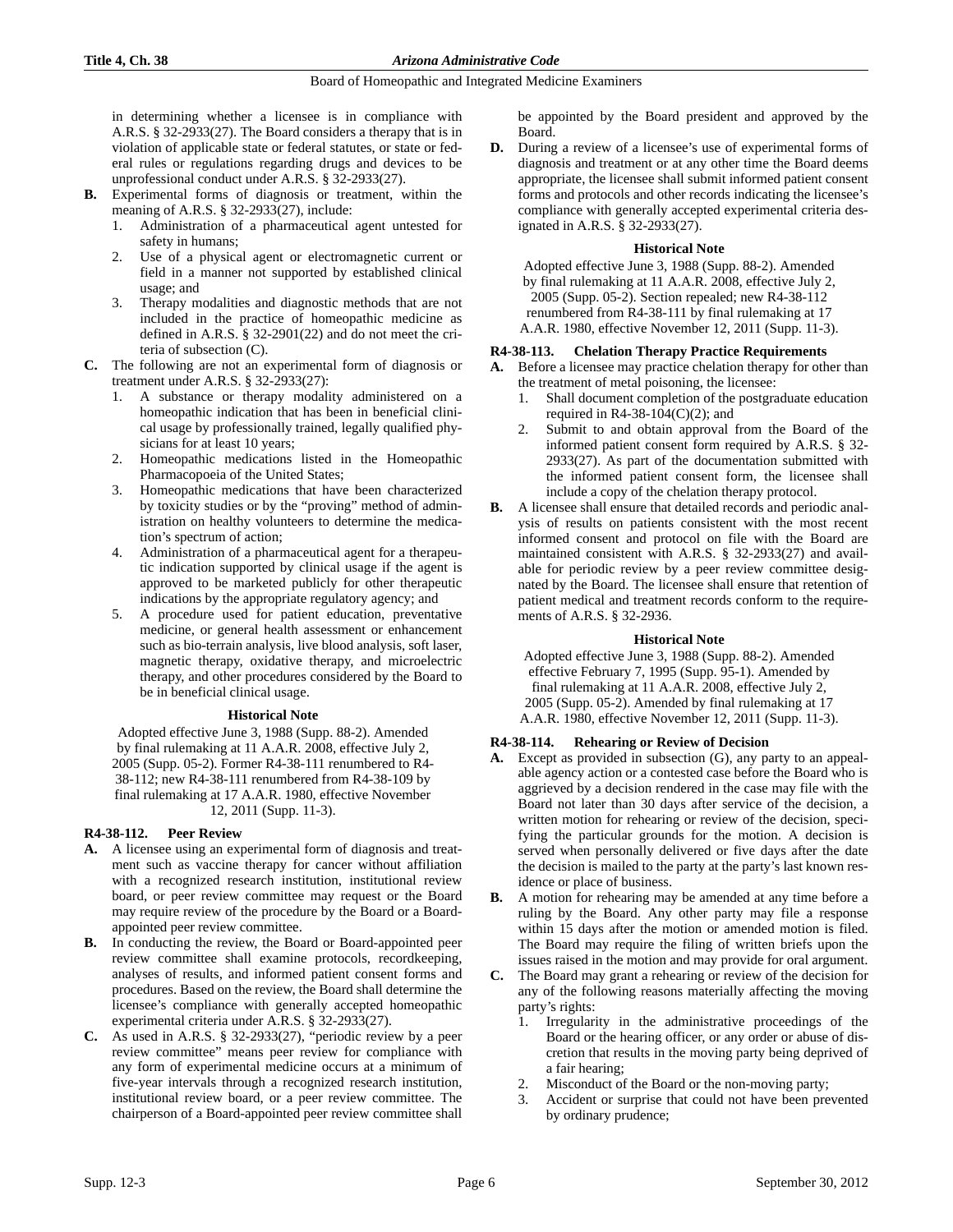in determining whether a licensee is in compliance with A.R.S. § 32-2933(27). The Board considers a therapy that is in violation of applicable state or federal statutes, or state or federal rules or regulations regarding drugs and devices to be unprofessional conduct under A.R.S. § 32-2933(27).

**B.** Experimental forms of diagnosis or treatment, within the meaning of A.R.S. § 32-2933(27), include:

1. Administration of a pharmaceutical agent untested for safety in humans;
2. Use of a physical agent or electromagnetic current or field in a manner not supported by established clinical usage; and
3. Therapy modalities and diagnostic methods that are not included in the practice of homeopathic medicine as defined in A.R.S. § 32-2901(22) and do not meet the criteria of subsection (C).

**C.** The following are not an experimental form of diagnosis or treatment under A.R.S. § 32-2933(27):

1. A substance or therapy modality administered on a homeopathic indication that has been in beneficial clinical usage by professionally trained, legally qualified physicians for at least 10 years;
2. Homeopathic medications listed in the Homeopathic Pharmacopoeia of the United States;
3. Homeopathic medications that have been characterized by toxicity studies or by the "proving" method of administration on healthy volunteers to determine the medication's spectrum of action;
4. Administration of a pharmaceutical agent for a therapeutic indication supported by clinical usage if the agent is approved to be marketed publicly for other therapeutic indications by the appropriate regulatory agency; and
5. A procedure used for patient education, preventative medicine, or general health assessment or enhancement such as bio-terrain analysis, live blood analysis, soft laser, magnetic therapy, oxidative therapy, and microelectric therapy, and other procedures considered by the Board to be in beneficial clinical usage.

**Historical Note**

Adopted effective June 3, 1988 (Supp. 88-2). Amended by final rulemaking at 11 A.A.R. 2008, effective July 2, 2005 (Supp. 05-2). Former R4-38-111 renumbered to R4-38-112; new R4-38-111 renumbered from R4-38-109 by final rulemaking at 17 A.A.R. 1980, effective November 12, 2011 (Supp. 11-3).

### R4-38-112. Peer Review

**A.** A licensee using an experimental form of diagnosis and treatment such as vaccine therapy for cancer without affiliation with a recognized research institution, institutional review board, or peer review committee may request or the Board may require review of the procedure by the Board or a Board-appointed peer review committee.

**B.** In conducting the review, the Board or Board-appointed peer review committee shall examine protocols, recordkeeping, analyses of results, and informed patient consent forms and procedures. Based on the review, the Board shall determine the licensee's compliance with generally accepted homeopathic experimental criteria under A.R.S. § 32-2933(27).

**C.** As used in A.R.S. § 32-2933(27), "periodic review by a peer review committee" means peer review for compliance with any form of experimental medicine occurs at a minimum of five-year intervals through a recognized research institution, institutional review board, or a peer review committee. The chairperson of a Board-appointed peer review committee shall be appointed by the Board president and approved by the Board.

**D.** During a review of a licensee's use of experimental forms of diagnosis and treatment or at any other time the Board deems appropriate, the licensee shall submit informed patient consent forms and protocols and other records indicating the licensee's compliance with generally accepted experimental criteria designated in A.R.S. § 32-2933(27).

**Historical Note**

Adopted effective June 3, 1988 (Supp. 88-2). Amended by final rulemaking at 11 A.A.R. 2008, effective July 2, 2005 (Supp. 05-2). Section repealed; new R4-38-112 renumbered from R4-38-111 by final rulemaking at 17 A.A.R. 1980, effective November 12, 2011 (Supp. 11-3).

### R4-38-113. Chelation Therapy Practice Requirements

**A.** Before a licensee may practice chelation therapy for other than the treatment of metal poisoning, the licensee:

1. Shall document completion of the postgraduate education required in R4-38-104(C)(2); and
2. Submit to and obtain approval from the Board of the informed patient consent form required by A.R.S. § 32-2933(27). As part of the documentation submitted with the informed patient consent form, the licensee shall include a copy of the chelation therapy protocol.

**B.** A licensee shall ensure that detailed records and periodic analysis of results on patients consistent with the most recent informed consent and protocol on file with the Board are maintained consistent with A.R.S. § 32-2933(27) and available for periodic review by a peer review committee designated by the Board. The licensee shall ensure that retention of patient medical and treatment records conform to the requirements of A.R.S. § 32-2936.

**Historical Note**

Adopted effective June 3, 1988 (Supp. 88-2). Amended effective February 7, 1995 (Supp. 95-1). Amended by final rulemaking at 11 A.A.R. 2008, effective July 2, 2005 (Supp. 05-2). Amended by final rulemaking at 17 A.A.R. 1980, effective November 12, 2011 (Supp. 11-3).

### R4-38-114. Rehearing or Review of Decision

**A.** Except as provided in subsection (G), any party to an appealable agency action or a contested case before the Board who is aggrieved by a decision rendered in the case may file with the Board not later than 30 days after service of the decision, a written motion for rehearing or review of the decision, specifying the particular grounds for the motion. A decision is served when personally delivered or five days after the date the decision is mailed to the party at the party's last known residence or place of business.

**B.** A motion for rehearing may be amended at any time before a ruling by the Board. Any other party may file a response within 15 days after the motion or amended motion is filed. The Board may require the filing of written briefs upon the issues raised in the motion and may provide for oral argument.

**C.** The Board may grant a rehearing or review of the decision for any of the following reasons materially affecting the moving party's rights:

1. Irregularity in the administrative proceedings of the Board or the hearing officer, or any order or abuse of discretion that results in the moving party being deprived of a fair hearing;
2. Misconduct of the Board or the non-moving party;
3. Accident or surprise that could not have been prevented by ordinary prudence;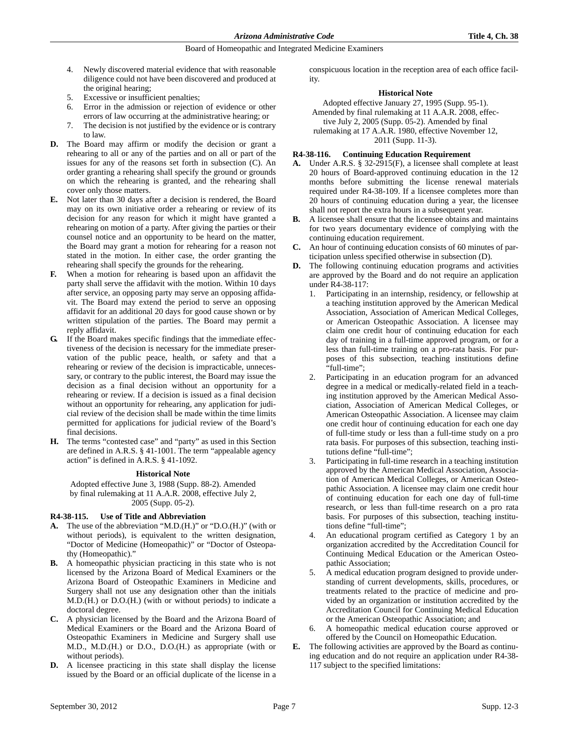4. Newly discovered material evidence that with reasonable diligence could not have been discovered and produced at the original hearing;
5. Excessive or insufficient penalties;
6. Error in the admission or rejection of evidence or other errors of law occurring at the administrative hearing; or
7. The decision is not justified by the evidence or is contrary to law.

**D.** The Board may affirm or modify the decision or grant a rehearing to all or any of the parties and on all or part of the issues for any of the reasons set forth in subsection (C). An order granting a rehearing shall specify the ground or grounds on which the rehearing is granted, and the rehearing shall cover only those matters.

**E.** Not later than 30 days after a decision is rendered, the Board may on its own initiative order a rehearing or review of its decision for any reason for which it might have granted a rehearing on motion of a party. After giving the parties or their counsel notice and an opportunity to be heard on the matter, the Board may grant a motion for rehearing for a reason not stated in the motion. In either case, the order granting the rehearing shall specify the grounds for the rehearing.

**F.** When a motion for rehearing is based upon an affidavit the party shall serve the affidavit with the motion. Within 10 days after service, an opposing party may serve an opposing affidavit. The Board may extend the period to serve an opposing affidavit for an additional 20 days for good cause shown or by written stipulation of the parties. The Board may permit a reply affidavit.

**G.** If the Board makes specific findings that the immediate effectiveness of the decision is necessary for the immediate preservation of the public peace, health, or safety and that a rehearing or review of the decision is impracticable, unnecessary, or contrary to the public interest, the Board may issue the decision as a final decision without an opportunity for a rehearing or review. If a decision is issued as a final decision without an opportunity for rehearing, any application for judicial review of the decision shall be made within the time limits permitted for applications for judicial review of the Board's final decisions.

**H.** The terms "contested case" and "party" as used in this Section are defined in A.R.S. § 41-1001. The term "appealable agency action" is defined in A.R.S. § 41-1092.

**Historical Note**

Adopted effective June 3, 1988 (Supp. 88-2). Amended by final rulemaking at 11 A.A.R. 2008, effective July 2, 2005 (Supp. 05-2).

**R4-38-115. Use of Title and Abbreviation**

**A.** The use of the abbreviation "M.D.(H.)" or "D.O.(H.)" (with or without periods), is equivalent to the written designation, "Doctor of Medicine (Homeopathic)" or "Doctor of Osteopathy (Homeopathic)."

**B.** A homeopathic physician practicing in this state who is not licensed by the Arizona Board of Medical Examiners or the Arizona Board of Osteopathic Examiners in Medicine and Surgery shall not use any designation other than the initials M.D.(H.) or D.O.(H.) (with or without periods) to indicate a doctoral degree.

**C.** A physician licensed by the Board and the Arizona Board of Medical Examiners or the Board and the Arizona Board of Osteopathic Examiners in Medicine and Surgery shall use M.D., M.D.(H.) or D.O., D.O.(H.) as appropriate (with or without periods).

**D.** A licensee practicing in this state shall display the license issued by the Board or an official duplicate of the license in a conspicuous location in the reception area of each office facility.

**Historical Note**

Adopted effective January 27, 1995 (Supp. 95-1). Amended by final rulemaking at 11 A.A.R. 2008, effective July 2, 2005 (Supp. 05-2). Amended by final rulemaking at 17 A.A.R. 1980, effective November 12, 2011 (Supp. 11-3).

**R4-38-116. Continuing Education Requirement**

**A.** Under A.R.S. § 32-2915(F), a licensee shall complete at least 20 hours of Board-approved continuing education in the 12 months before submitting the license renewal materials required under R4-38-109. If a licensee completes more than 20 hours of continuing education during a year, the licensee shall not report the extra hours in a subsequent year.

**B.** A licensee shall ensure that the licensee obtains and maintains for two years documentary evidence of complying with the continuing education requirement.

**C.** An hour of continuing education consists of 60 minutes of participation unless specified otherwise in subsection (D).

**D.** The following continuing education programs and activities are approved by the Board and do not require an application under R4-38-117:

1. Participating in an internship, residency, or fellowship at a teaching institution approved by the American Medical Association, Association of American Medical Colleges, or American Osteopathic Association. A licensee may claim one credit hour of continuing education for each day of training in a full-time approved program, or for a less than full-time training on a pro-rata basis. For purposes of this subsection, teaching institutions define "full-time";
2. Participating in an education program for an advanced degree in a medical or medically-related field in a teaching institution approved by the American Medical Association, Association of American Medical Colleges, or American Osteopathic Association. A licensee may claim one credit hour of continuing education for each one day of full-time study or less than a full-time study on a pro rata basis. For purposes of this subsection, teaching institutions define "full-time";
3. Participating in full-time research in a teaching institution approved by the American Medical Association, Association of American Medical Colleges, or American Osteopathic Association. A licensee may claim one credit hour of continuing education for each one day of full-time research, or less than full-time research on a pro rata basis. For purposes of this subsection, teaching institutions define "full-time";
4. An educational program certified as Category 1 by an organization accredited by the Accreditation Council for Continuing Medical Education or the American Osteopathic Association;
5. A medical education program designed to provide understanding of current developments, skills, procedures, or treatments related to the practice of medicine and provided by an organization or institution accredited by the Accreditation Council for Continuing Medical Education or the American Osteopathic Association; and
6. A homeopathic medical education course approved or offered by the Council on Homeopathic Education.

**E.** The following activities are approved by the Board as continuing education and do not require an application under R4-38-117 subject to the specified limitations: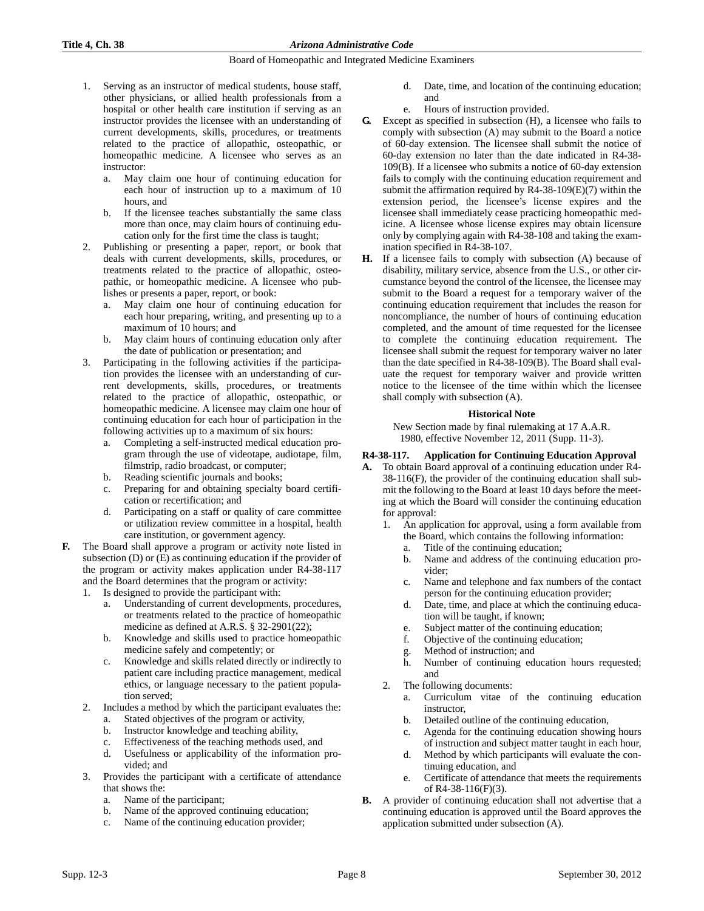1. Serving as an instructor of medical students, house staff, other physicians, or allied health professionals from a hospital or other health care institution if serving as an instructor provides the licensee with an understanding of current developments, skills, procedures, or treatments related to the practice of allopathic, osteopathic, or homeopathic medicine. A licensee who serves as an instructor:
   a. May claim one hour of continuing education for each hour of instruction up to a maximum of 10 hours, and
   b. If the licensee teaches substantially the same class more than once, may claim hours of continuing education only for the first time the class is taught;
2. Publishing or presenting a paper, report, or book that deals with current developments, skills, procedures, or treatments related to the practice of allopathic, osteopathic, or homeopathic medicine. A licensee who publishes or presents a paper, report, or book:
   a. May claim one hour of continuing education for each hour preparing, writing, and presenting up to a maximum of 10 hours; and
   b. May claim hours of continuing education only after the date of publication or presentation; and
3. Participating in the following activities if the participation provides the licensee with an understanding of current developments, skills, procedures, or treatments related to the practice of allopathic, osteopathic, or homeopathic medicine. A licensee may claim one hour of continuing education for each hour of participation in the following activities up to a maximum of six hours:
   a. Completing a self-instructed medical education program through the use of videotape, audiotape, film, filmstrip, radio broadcast, or computer;
   b. Reading scientific journals and books;
   c. Preparing for and obtaining specialty board certification or recertification; and
   d. Participating on a staff or quality of care committee or utilization review committee in a hospital, health care institution, or government agency.

**F.** The Board shall approve a program or activity note listed in subsection (D) or (E) as continuing education if the provider of the program or activity makes application under R4-38-117 and the Board determines that the program or activity:
1. Is designed to provide the participant with:
   a. Understanding of current developments, procedures, or treatments related to the practice of homeopathic medicine as defined at A.R.S. § 32-2901(22);
   b. Knowledge and skills used to practice homeopathic medicine safely and competently; or
   c. Knowledge and skills related directly or indirectly to patient care including practice management, medical ethics, or language necessary to the patient population served;
2. Includes a method by which the participant evaluates the:
   a. Stated objectives of the program or activity,
   b. Instructor knowledge and teaching ability,
   c. Effectiveness of the teaching methods used, and
   d. Usefulness or applicability of the information provided; and
3. Provides the participant with a certificate of attendance that shows the:
   a. Name of the participant;
   b. Name of the approved continuing education;
   c. Name of the continuing education provider;
   d. Date, time, and location of the continuing education; and
   e. Hours of instruction provided.

**G.** Except as specified in subsection (H), a licensee who fails to comply with subsection (A) may submit to the Board a notice of 60-day extension. The licensee shall submit the notice of 60-day extension no later than the date indicated in R4-38-109(B). If a licensee who submits a notice of 60-day extension fails to comply with the continuing education requirement and submit the affirmation required by R4-38-109(E)(7) within the extension period, the licensee's license expires and the licensee shall immediately cease practicing homeopathic medicine. A licensee whose license expires may obtain licensure only by complying again with R4-38-108 and taking the examination specified in R4-38-107.

**H.** If a licensee fails to comply with subsection (A) because of disability, military service, absence from the U.S., or other circumstance beyond the control of the licensee, the licensee may submit to the Board a request for a temporary waiver of the continuing education requirement that includes the reason for noncompliance, the number of hours of continuing education completed, and the amount of time requested for the licensee to complete the continuing education requirement. The licensee shall submit the request for temporary waiver no later than the date specified in R4-38-109(B). The Board shall evaluate the request for temporary waiver and provide written notice to the licensee of the time within which the licensee shall comply with subsection (A).

**Historical Note**

New Section made by final rulemaking at 17 A.A.R. 1980, effective November 12, 2011 (Supp. 11-3).

### R4-38-117. Application for Continuing Education Approval

**A.** To obtain Board approval of a continuing education under R4-38-116(F), the provider of the continuing education shall submit the following to the Board at least 10 days before the meeting at which the Board will consider the continuing education for approval:
1. An application for approval, using a form available from the Board, which contains the following information:
   a. Title of the continuing education;
   b. Name and address of the continuing education provider;
   c. Name and telephone and fax numbers of the contact person for the continuing education provider;
   d. Date, time, and place at which the continuing education will be taught, if known;
   e. Subject matter of the continuing education;
   f. Objective of the continuing education;
   g. Method of instruction; and
   h. Number of continuing education hours requested; and
2. The following documents:
   a. Curriculum vitae of the continuing education instructor,
   b. Detailed outline of the continuing education,
   c. Agenda for the continuing education showing hours of instruction and subject matter taught in each hour,
   d. Method by which participants will evaluate the continuing education, and
   e. Certificate of attendance that meets the requirements of R4-38-116(F)(3).

**B.** A provider of continuing education shall not advertise that a continuing education is approved until the Board approves the application submitted under subsection (A).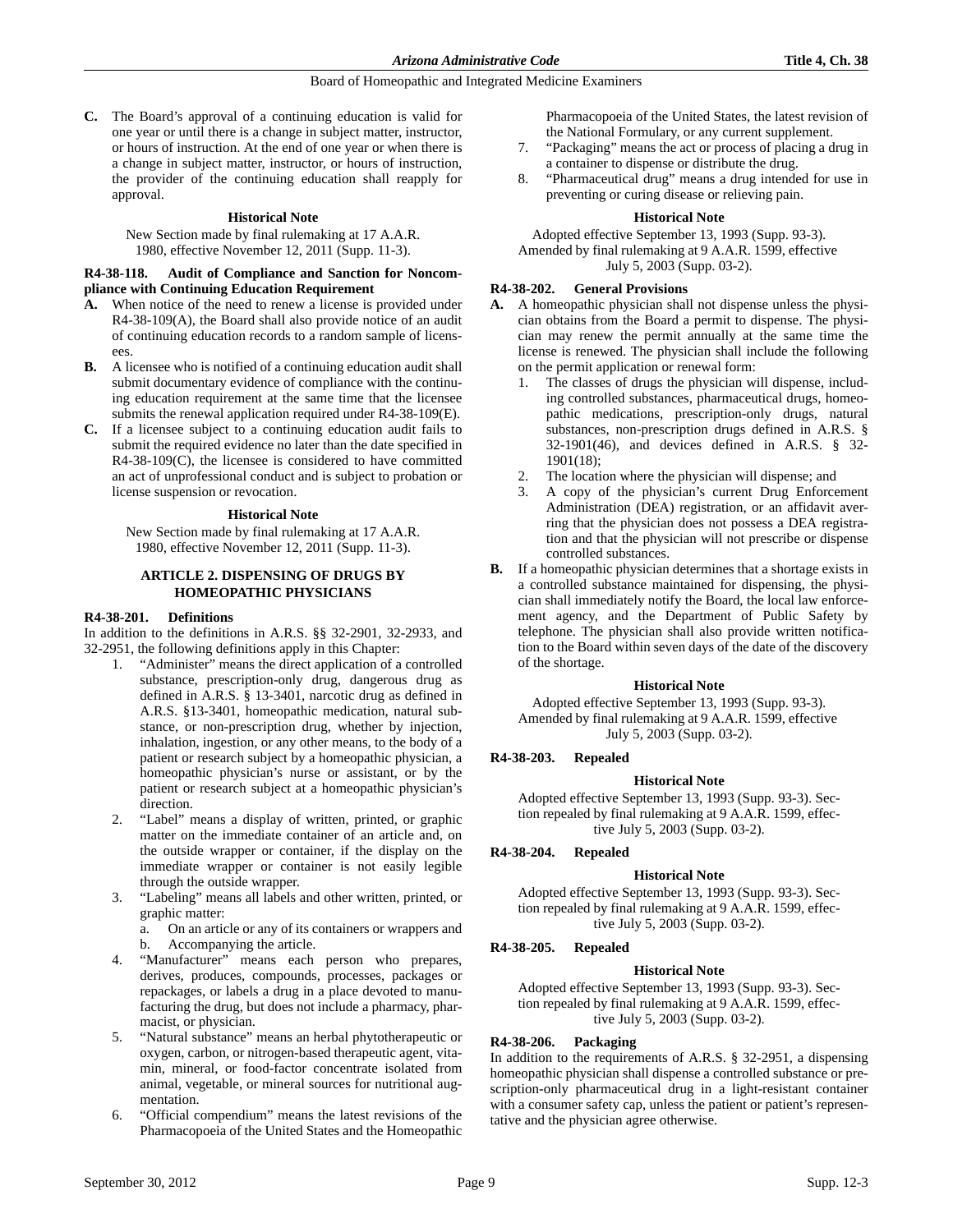**C.** The Board's approval of a continuing education is valid for one year or until there is a change in subject matter, instructor, or hours of instruction. At the end of one year or when there is a change in subject matter, instructor, or hours of instruction, the provider of the continuing education shall reapply for approval.

**Historical Note**

New Section made by final rulemaking at 17 A.A.R. 1980, effective November 12, 2011 (Supp. 11-3).

### R4-38-118. Audit of Compliance and Sanction for Noncompliance with Continuing Education Requirement

**A.** When notice of the need to renew a license is provided under R4-38-109(A), the Board shall also provide notice of an audit of continuing education records to a random sample of licensees.

**B.** A licensee who is notified of a continuing education audit shall submit documentary evidence of compliance with the continuing education requirement at the same time that the licensee submits the renewal application required under R4-38-109(E).

**C.** If a licensee subject to a continuing education audit fails to submit the required evidence no later than the date specified in R4-38-109(C), the licensee is considered to have committed an act of unprofessional conduct and is subject to probation or license suspension or revocation.

**Historical Note**

New Section made by final rulemaking at 17 A.A.R. 1980, effective November 12, 2011 (Supp. 11-3).

## ARTICLE 2. DISPENSING OF DRUGS BY HOMEOPATHIC PHYSICIANS

### R4-38-201. Definitions

In addition to the definitions in A.R.S. §§ 32-2901, 32-2933, and 32-2951, the following definitions apply in this Chapter:

1. "Administer" means the direct application of a controlled substance, prescription-only drug, dangerous drug as defined in A.R.S. § 13-3401, narcotic drug as defined in A.R.S. §13-3401, homeopathic medication, natural substance, or non-prescription drug, whether by injection, inhalation, ingestion, or any other means, to the body of a patient or research subject by a homeopathic physician, a homeopathic physician's nurse or assistant, or by the patient or research subject at a homeopathic physician's direction.
2. "Label" means a display of written, printed, or graphic matter on the immediate container of an article and, on the outside wrapper or container, if the display on the immediate wrapper or container is not easily legible through the outside wrapper.
3. "Labeling" means all labels and other written, printed, or graphic matter:
   a. On an article or any of its containers or wrappers and
   b. Accompanying the article.
4. "Manufacturer" means each person who prepares, derives, produces, compounds, processes, packages or repackages, or labels a drug in a place devoted to manufacturing the drug, but does not include a pharmacy, pharmacist, or physician.
5. "Natural substance" means an herbal phytotherapeutic or oxygen, carbon, or nitrogen-based therapeutic agent, vitamin, mineral, or food-factor concentrate isolated from animal, vegetable, or mineral sources for nutritional augmentation.
6. "Official compendium" means the latest revisions of the Pharmacopoeia of the United States and the Homeopathic Pharmacopoeia of the United States, the latest revision of the National Formulary, or any current supplement.
7. "Packaging" means the act or process of placing a drug in a container to dispense or distribute the drug.
8. "Pharmaceutical drug" means a drug intended for use in preventing or curing disease or relieving pain.

**Historical Note**

Adopted effective September 13, 1993 (Supp. 93-3). Amended by final rulemaking at 9 A.A.R. 1599, effective July 5, 2003 (Supp. 03-2).

### R4-38-202. General Provisions

**A.** A homeopathic physician shall not dispense unless the physician obtains from the Board a permit to dispense. The physician may renew the permit annually at the same time the license is renewed. The physician shall include the following on the permit application or renewal form:
1. The classes of drugs the physician will dispense, including controlled substances, pharmaceutical drugs, homeopathic medications, prescription-only drugs, natural substances, non-prescription drugs defined in A.R.S. § 32-1901(46), and devices defined in A.R.S. § 32-1901(18);
2. The location where the physician will dispense; and
3. A copy of the physician's current Drug Enforcement Administration (DEA) registration, or an affidavit averring that the physician does not possess a DEA registration and that the physician will not prescribe or dispense controlled substances.

**B.** If a homeopathic physician determines that a shortage exists in a controlled substance maintained for dispensing, the physician shall immediately notify the Board, the local law enforcement agency, and the Department of Public Safety by telephone. The physician shall also provide written notification to the Board within seven days of the date of the discovery of the shortage.

**Historical Note**

Adopted effective September 13, 1993 (Supp. 93-3). Amended by final rulemaking at 9 A.A.R. 1599, effective July 5, 2003 (Supp. 03-2).

### R4-38-203. Repealed

**Historical Note**

Adopted effective September 13, 1993 (Supp. 93-3). Section repealed by final rulemaking at 9 A.A.R. 1599, effective July 5, 2003 (Supp. 03-2).

### R4-38-204. Repealed

**Historical Note**

Adopted effective September 13, 1993 (Supp. 93-3). Section repealed by final rulemaking at 9 A.A.R. 1599, effective July 5, 2003 (Supp. 03-2).

### R4-38-205. Repealed

**Historical Note**

Adopted effective September 13, 1993 (Supp. 93-3). Section repealed by final rulemaking at 9 A.A.R. 1599, effective July 5, 2003 (Supp. 03-2).

### R4-38-206. Packaging

In addition to the requirements of A.R.S. § 32-2951, a dispensing homeopathic physician shall dispense a controlled substance or prescription-only pharmaceutical drug in a light-resistant container with a consumer safety cap, unless the patient or patient's representative and the physician agree otherwise.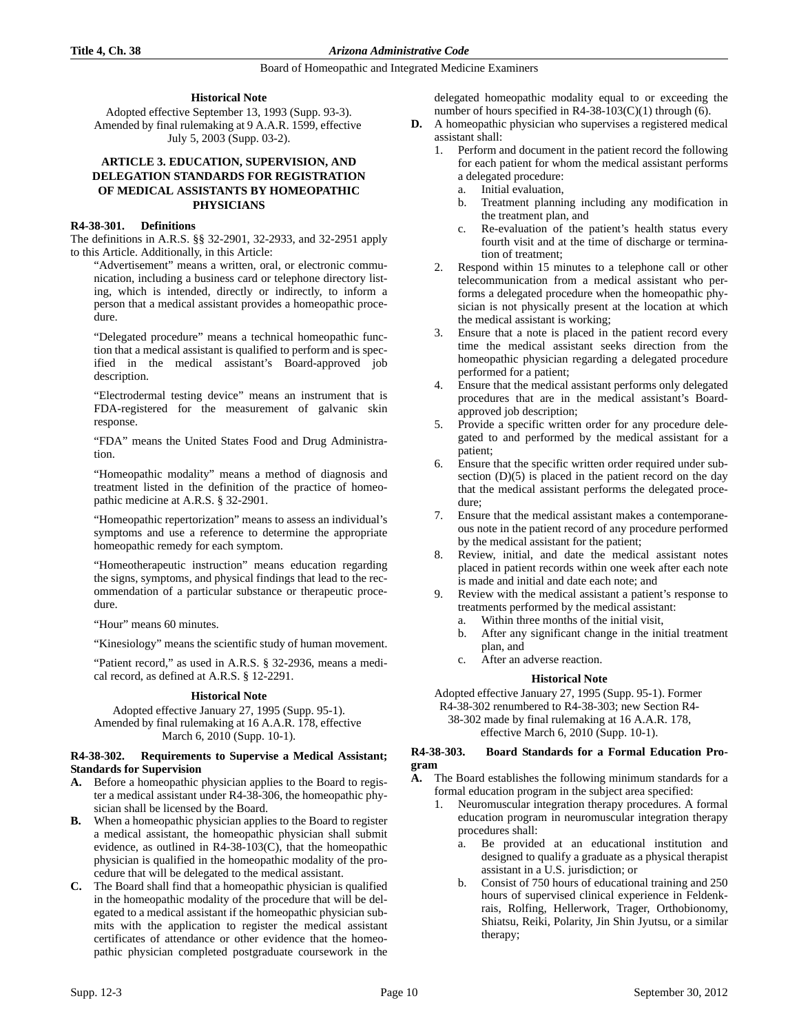**Historical Note**

Adopted effective September 13, 1993 (Supp. 93-3). Amended by final rulemaking at 9 A.A.R. 1599, effective July 5, 2003 (Supp. 03-2).

## ARTICLE 3. EDUCATION, SUPERVISION, AND DELEGATION STANDARDS FOR REGISTRATION OF MEDICAL ASSISTANTS BY HOMEOPATHIC PHYSICIANS

### R4-38-301. Definitions

The definitions in A.R.S. §§ 32-2901, 32-2933, and 32-2951 apply to this Article. Additionally, in this Article:

"Advertisement" means a written, oral, or electronic communication, including a business card or telephone directory listing, which is intended, directly or indirectly, to inform a person that a medical assistant provides a homeopathic procedure.

"Delegated procedure" means a technical homeopathic function that a medical assistant is qualified to perform and is specified in the medical assistant's Board-approved job description.

"Electrodermal testing device" means an instrument that is FDA-registered for the measurement of galvanic skin response.

"FDA" means the United States Food and Drug Administration.

"Homeopathic modality" means a method of diagnosis and treatment listed in the definition of the practice of homeopathic medicine at A.R.S. § 32-2901.

"Homeopathic repertorization" means to assess an individual's symptoms and use a reference to determine the appropriate homeopathic remedy for each symptom.

"Homeotherapeutic instruction" means education regarding the signs, symptoms, and physical findings that lead to the recommendation of a particular substance or therapeutic procedure.

"Hour" means 60 minutes.

"Kinesiology" means the scientific study of human movement.

"Patient record," as used in A.R.S. § 32-2936, means a medical record, as defined at A.R.S. § 12-2291.

**Historical Note**

Adopted effective January 27, 1995 (Supp. 95-1). Amended by final rulemaking at 16 A.A.R. 178, effective March 6, 2010 (Supp. 10-1).

### R4-38-302. Requirements to Supervise a Medical Assistant; Standards for Supervision

**A.** Before a homeopathic physician applies to the Board to register a medical assistant under R4-38-306, the homeopathic physician shall be licensed by the Board.

**B.** When a homeopathic physician applies to the Board to register a medical assistant, the homeopathic physician shall submit evidence, as outlined in R4-38-103(C), that the homeopathic physician is qualified in the homeopathic modality of the procedure that will be delegated to the medical assistant.

**C.** The Board shall find that a homeopathic physician is qualified in the homeopathic modality of the procedure that will be delegated to a medical assistant if the homeopathic physician submits with the application to register the medical assistant certificates of attendance or other evidence that the homeopathic physician completed postgraduate coursework in the delegated homeopathic modality equal to or exceeding the number of hours specified in R4-38-103(C)(1) through (6).

**D.** A homeopathic physician who supervises a registered medical assistant shall:

1. Perform and document in the patient record the following for each patient for whom the medical assistant performs a delegated procedure:
   a. Initial evaluation,
   b. Treatment planning including any modification in the treatment plan, and
   c. Re-evaluation of the patient's health status every fourth visit and at the time of discharge or termination of treatment;
2. Respond within 15 minutes to a telephone call or other telecommunication from a medical assistant who performs a delegated procedure when the homeopathic physician is not physically present at the location at which the medical assistant is working;
3. Ensure that a note is placed in the patient record every time the medical assistant seeks direction from the homeopathic physician regarding a delegated procedure performed for a patient;
4. Ensure that the medical assistant performs only delegated procedures that are in the medical assistant's Board-approved job description;
5. Provide a specific written order for any procedure delegated to and performed by the medical assistant for a patient;
6. Ensure that the specific written order required under subsection (D)(5) is placed in the patient record on the day that the medical assistant performs the delegated procedure;
7. Ensure that the medical assistant makes a contemporaneous note in the patient record of any procedure performed by the medical assistant for the patient;
8. Review, initial, and date the medical assistant notes placed in patient records within one week after each note is made and initial and date each note; and
9. Review with the medical assistant a patient's response to treatments performed by the medical assistant:
   a. Within three months of the initial visit,
   b. After any significant change in the initial treatment plan, and
   c. After an adverse reaction.

**Historical Note**

Adopted effective January 27, 1995 (Supp. 95-1). Former R4-38-302 renumbered to R4-38-303; new Section R4-38-302 made by final rulemaking at 16 A.A.R. 178, effective March 6, 2010 (Supp. 10-1).

### R4-38-303. Board Standards for a Formal Education Program

**A.** The Board establishes the following minimum standards for a formal education program in the subject area specified:

1. Neuromuscular integration therapy procedures. A formal education program in neuromuscular integration therapy procedures shall:
   a. Be provided at an educational institution and designed to qualify a graduate as a physical therapist assistant in a U.S. jurisdiction; or
   b. Consist of 750 hours of educational training and 250 hours of supervised clinical experience in Feldenkrais, Rolfing, Hellerwork, Trager, Orthobionomy, Shiatsu, Reiki, Polarity, Jin Shin Jyutsu, or a similar therapy;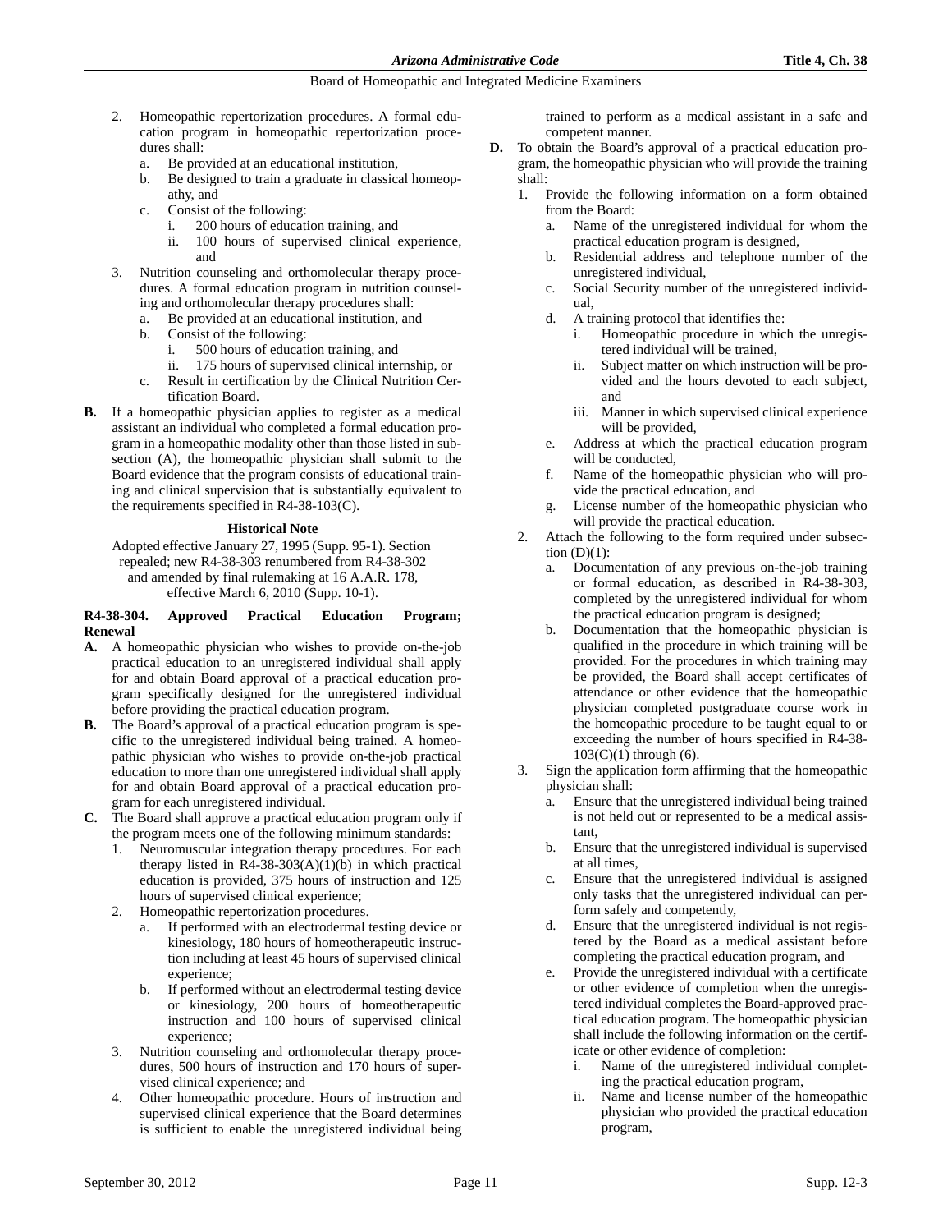2. Homeopathic repertorization procedures. A formal education program in homeopathic repertorization procedures shall:
   a. Be provided at an educational institution,
   b. Be designed to train a graduate in classical homeopathy, and
   c. Consist of the following:
      i. 200 hours of education training, and
      ii. 100 hours of supervised clinical experience, and
3. Nutrition counseling and orthomolecular therapy procedures. A formal education program in nutrition counseling and orthomolecular therapy procedures shall:
   a. Be provided at an educational institution, and
   b. Consist of the following:
      i. 500 hours of education training, and
      ii. 175 hours of supervised clinical internship, or
   c. Result in certification by the Clinical Nutrition Certification Board.

**B.** If a homeopathic physician applies to register as a medical assistant an individual who completed a formal education program in a homeopathic modality other than those listed in subsection (A), the homeopathic physician shall submit to the Board evidence that the program consists of educational training and clinical supervision that is substantially equivalent to the requirements specified in R4-38-103(C).

**Historical Note**

Adopted effective January 27, 1995 (Supp. 95-1). Section repealed; new R4-38-303 renumbered from R4-38-302 and amended by final rulemaking at 16 A.A.R. 178, effective March 6, 2010 (Supp. 10-1).

### R4-38-304. Approved Practical Education Program; Renewal

**A.** A homeopathic physician who wishes to provide on-the-job practical education to an unregistered individual shall apply for and obtain Board approval of a practical education program specifically designed for the unregistered individual before providing the practical education program.

**B.** The Board's approval of a practical education program is specific to the unregistered individual being trained. A homeopathic physician who wishes to provide on-the-job practical education to more than one unregistered individual shall apply for and obtain Board approval of a practical education program for each unregistered individual.

**C.** The Board shall approve a practical education program only if the program meets one of the following minimum standards:
1. Neuromuscular integration therapy procedures. For each therapy listed in R4-38-303(A)(1)(b) in which practical education is provided, 375 hours of instruction and 125 hours of supervised clinical experience;
2. Homeopathic repertorization procedures.
   a. If performed with an electrodermal testing device or kinesiology, 180 hours of homeotherapeutic instruction including at least 45 hours of supervised clinical experience;
   b. If performed without an electrodermal testing device or kinesiology, 200 hours of homeotherapeutic instruction and 100 hours of supervised clinical experience;
3. Nutrition counseling and orthomolecular therapy procedures, 500 hours of instruction and 170 hours of supervised clinical experience; and
4. Other homeopathic procedure. Hours of instruction and supervised clinical experience that the Board determines is sufficient to enable the unregistered individual being trained to perform as a medical assistant in a safe and competent manner.

**D.** To obtain the Board's approval of a practical education program, the homeopathic physician who will provide the training shall:
1. Provide the following information on a form obtained from the Board:
   a. Name of the unregistered individual for whom the practical education program is designed,
   b. Residential address and telephone number of the unregistered individual,
   c. Social Security number of the unregistered individual,
   d. A training protocol that identifies the:
      i. Homeopathic procedure in which the unregistered individual will be trained,
      ii. Subject matter on which instruction will be provided and the hours devoted to each subject, and
      iii. Manner in which supervised clinical experience will be provided,
   e. Address at which the practical education program will be conducted,
   f. Name of the homeopathic physician who will provide the practical education, and
   g. License number of the homeopathic physician who will provide the practical education.
2. Attach the following to the form required under subsection (D)(1):
   a. Documentation of any previous on-the-job training or formal education, as described in R4-38-303, completed by the unregistered individual for whom the practical education program is designed;
   b. Documentation that the homeopathic physician is qualified in the procedure in which training will be provided. For the procedures in which training may be provided, the Board shall accept certificates of attendance or other evidence that the homeopathic physician completed postgraduate course work in the homeopathic procedure to be taught equal to or exceeding the number of hours specified in R4-38-103(C)(1) through (6).
3. Sign the application form affirming that the homeopathic physician shall:
   a. Ensure that the unregistered individual being trained is not held out or represented to be a medical assistant,
   b. Ensure that the unregistered individual is supervised at all times,
   c. Ensure that the unregistered individual is assigned only tasks that the unregistered individual can perform safely and competently,
   d. Ensure that the unregistered individual is not registered by the Board as a medical assistant before completing the practical education program, and
   e. Provide the unregistered individual with a certificate or other evidence of completion when the unregistered individual completes the Board-approved practical education program. The homeopathic physician shall include the following information on the certificate or other evidence of completion:
      i. Name of the unregistered individual completing the practical education program,
      ii. Name and license number of the homeopathic physician who provided the practical education program,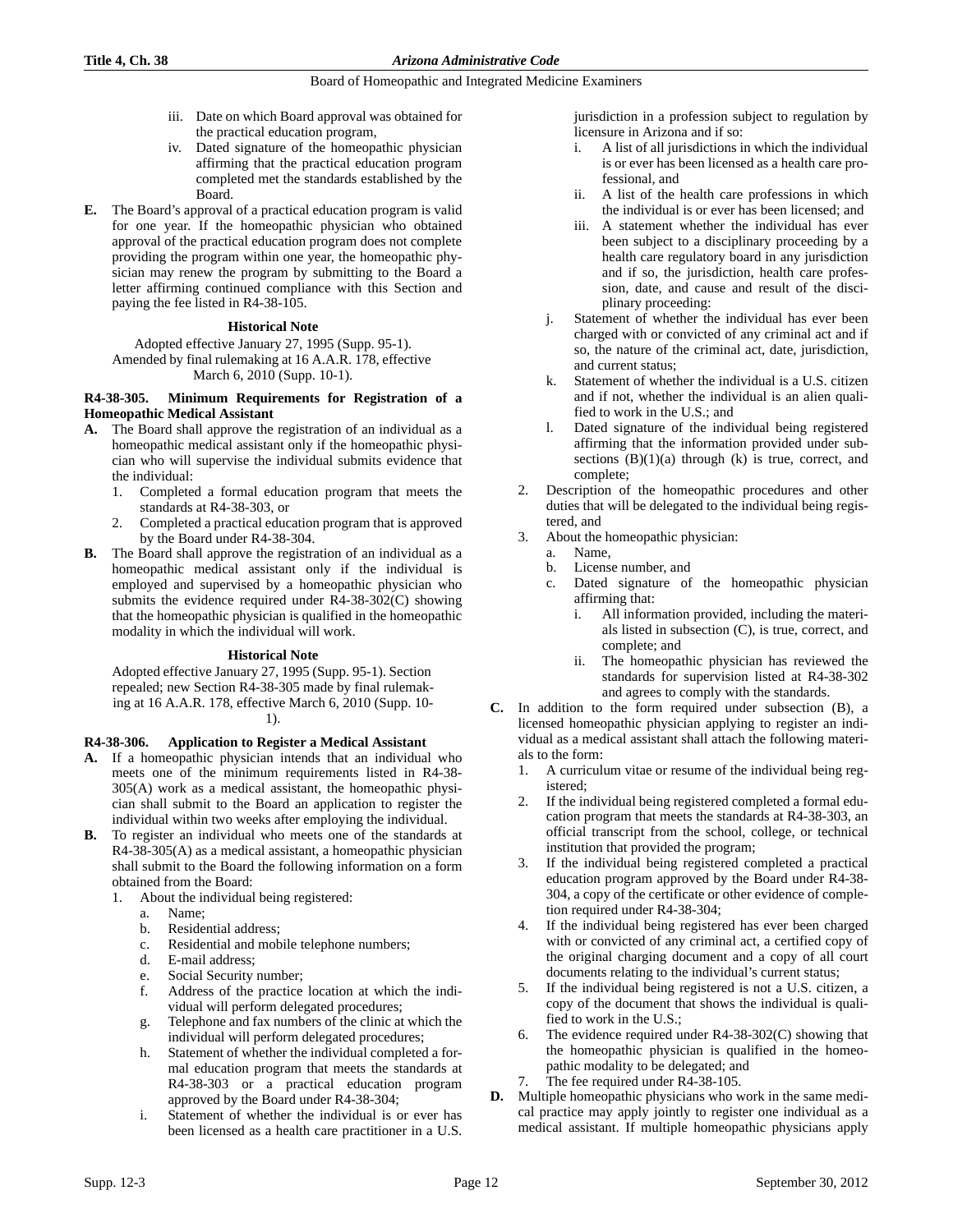iii. Date on which Board approval was obtained for the practical education program,

iv. Dated signature of the homeopathic physician affirming that the practical education program completed met the standards established by the Board.

**E.** The Board's approval of a practical education program is valid for one year. If the homeopathic physician who obtained approval of the practical education program does not complete providing the program within one year, the homeopathic physician may renew the program by submitting to the Board a letter affirming continued compliance with this Section and paying the fee listed in R4-38-105.

**Historical Note**

Adopted effective January 27, 1995 (Supp. 95-1). Amended by final rulemaking at 16 A.A.R. 178, effective March 6, 2010 (Supp. 10-1).

**R4-38-305. Minimum Requirements for Registration of a Homeopathic Medical Assistant**

**A.** The Board shall approve the registration of an individual as a homeopathic medical assistant only if the homeopathic physician who will supervise the individual submits evidence that the individual:

1. Completed a formal education program that meets the standards at R4-38-303, or
2. Completed a practical education program that is approved by the Board under R4-38-304.

**B.** The Board shall approve the registration of an individual as a homeopathic medical assistant only if the individual is employed and supervised by a homeopathic physician who submits the evidence required under R4-38-302(C) showing that the homeopathic physician is qualified in the homeopathic modality in which the individual will work.

**Historical Note**

Adopted effective January 27, 1995 (Supp. 95-1). Section repealed; new Section R4-38-305 made by final rulemaking at 16 A.A.R. 178, effective March 6, 2010 (Supp. 10-1).

**R4-38-306. Application to Register a Medical Assistant**

**A.** If a homeopathic physician intends that an individual who meets one of the minimum requirements listed in R4-38-305(A) work as a medical assistant, the homeopathic physician shall submit to the Board an application to register the individual within two weeks after employing the individual.

**B.** To register an individual who meets one of the standards at R4-38-305(A) as a medical assistant, a homeopathic physician shall submit to the Board the following information on a form obtained from the Board:

1. About the individual being registered:
   a. Name;
   b. Residential address;
   c. Residential and mobile telephone numbers;
   d. E-mail address;
   e. Social Security number;
   f. Address of the practice location at which the individual will perform delegated procedures;
   g. Telephone and fax numbers of the clinic at which the individual will perform delegated procedures;
   h. Statement of whether the individual completed a formal education program that meets the standards at R4-38-303 or a practical education program approved by the Board under R4-38-304;
   i. Statement of whether the individual is or ever has been licensed as a health care practitioner in a U.S. jurisdiction in a profession subject to regulation by licensure in Arizona and if so:
      i. A list of all jurisdictions in which the individual is or ever has been licensed as a health care professional, and
      ii. A list of the health care professions in which the individual is or ever has been licensed; and
      iii. A statement whether the individual has ever been subject to a disciplinary proceeding by a health care regulatory board in any jurisdiction and if so, the jurisdiction, health care profession, date, and cause and result of the disciplinary proceeding:
   j. Statement of whether the individual has ever been charged with or convicted of any criminal act and if so, the nature of the criminal act, date, jurisdiction, and current status;
   k. Statement of whether the individual is a U.S. citizen and if not, whether the individual is an alien qualified to work in the U.S.; and
   l. Dated signature of the individual being registered affirming that the information provided under subsections (B)(1)(a) through (k) is true, correct, and complete;
2. Description of the homeopathic procedures and other duties that will be delegated to the individual being registered, and
3. About the homeopathic physician:
   a. Name,
   b. License number, and
   c. Dated signature of the homeopathic physician affirming that:
      i. All information provided, including the materials listed in subsection (C), is true, correct, and complete; and
      ii. The homeopathic physician has reviewed the standards for supervision listed at R4-38-302 and agrees to comply with the standards.

**C.** In addition to the form required under subsection (B), a licensed homeopathic physician applying to register an individual as a medical assistant shall attach the following materials to the form:

1. A curriculum vitae or resume of the individual being registered;
2. If the individual being registered completed a formal education program that meets the standards at R4-38-303, an official transcript from the school, college, or technical institution that provided the program;
3. If the individual being registered completed a practical education program approved by the Board under R4-38-304, a copy of the certificate or other evidence of completion required under R4-38-304;
4. If the individual being registered has ever been charged with or convicted of any criminal act, a certified copy of the original charging document and a copy of all court documents relating to the individual's current status;
5. If the individual being registered is not a U.S. citizen, a copy of the document that shows the individual is qualified to work in the U.S.;
6. The evidence required under R4-38-302(C) showing that the homeopathic physician is qualified in the homeopathic modality to be delegated; and
7. The fee required under R4-38-105.

**D.** Multiple homeopathic physicians who work in the same medical practice may apply jointly to register one individual as a medical assistant. If multiple homeopathic physicians apply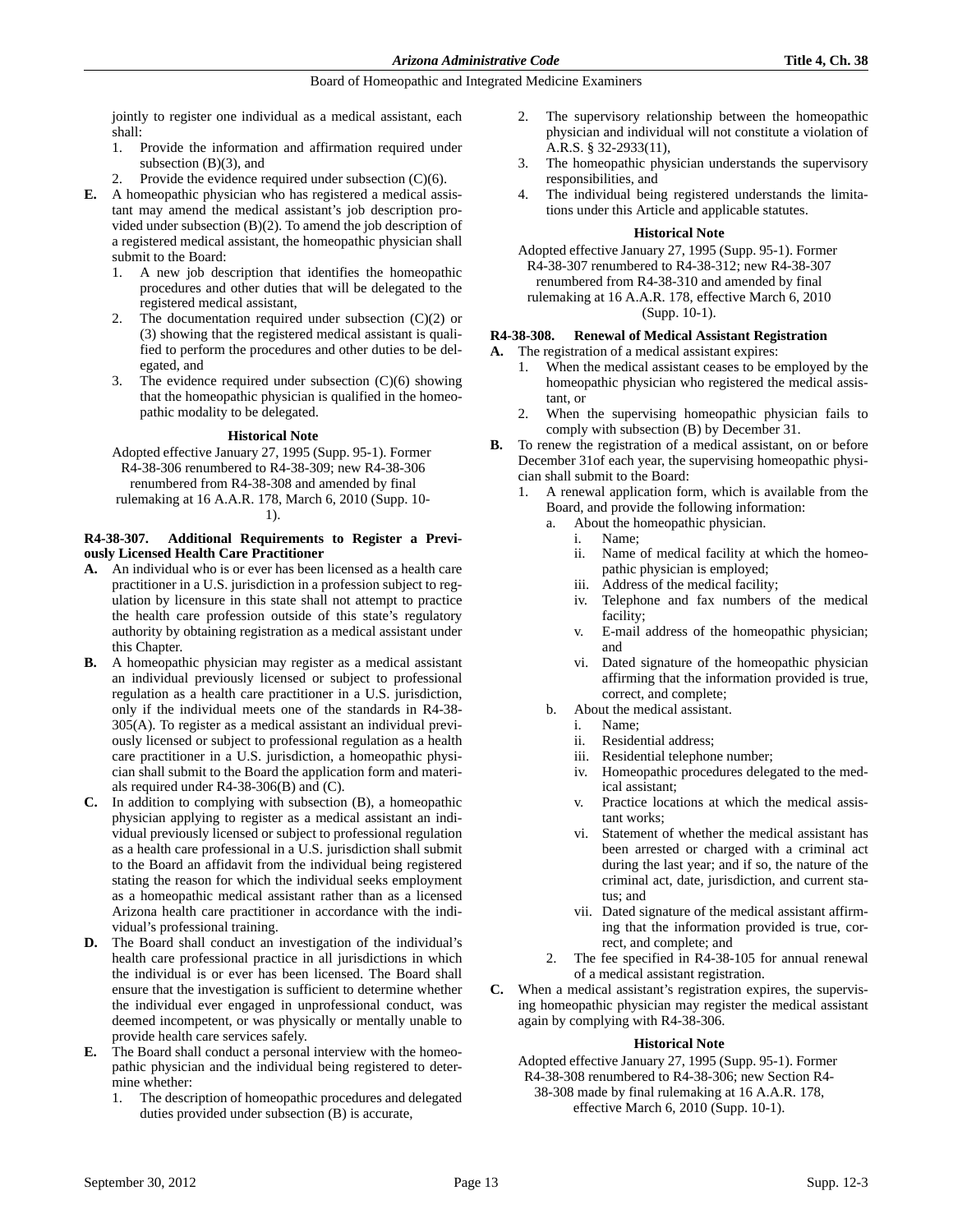jointly to register one individual as a medical assistant, each shall:

1. Provide the information and affirmation required under subsection (B)(3), and
2. Provide the evidence required under subsection (C)(6).

**E.** A homeopathic physician who has registered a medical assistant may amend the medical assistant's job description provided under subsection (B)(2). To amend the job description of a registered medical assistant, the homeopathic physician shall submit to the Board:

1. A new job description that identifies the homeopathic procedures and other duties that will be delegated to the registered medical assistant,
2. The documentation required under subsection (C)(2) or (3) showing that the registered medical assistant is qualified to perform the procedures and other duties to be delegated, and
3. The evidence required under subsection (C)(6) showing that the homeopathic physician is qualified in the homeopathic modality to be delegated.

**Historical Note**

Adopted effective January 27, 1995 (Supp. 95-1). Former R4-38-306 renumbered to R4-38-309; new R4-38-306 renumbered from R4-38-308 and amended by final rulemaking at 16 A.A.R. 178, March 6, 2010 (Supp. 10-1).

**R4-38-307. Additional Requirements to Register a Previously Licensed Health Care Practitioner**

**A.** An individual who is or ever has been licensed as a health care practitioner in a U.S. jurisdiction in a profession subject to regulation by licensure in this state shall not attempt to practice the health care profession outside of this state's regulatory authority by obtaining registration as a medical assistant under this Chapter.

**B.** A homeopathic physician may register as a medical assistant an individual previously licensed or subject to professional regulation as a health care practitioner in a U.S. jurisdiction, only if the individual meets one of the standards in R4-38-305(A). To register as a medical assistant an individual previously licensed or subject to professional regulation as a health care practitioner in a U.S. jurisdiction, a homeopathic physician shall submit to the Board the application form and materials required under R4-38-306(B) and (C).

**C.** In addition to complying with subsection (B), a homeopathic physician applying to register as a medical assistant an individual previously licensed or subject to professional regulation as a health care professional in a U.S. jurisdiction shall submit to the Board an affidavit from the individual being registered stating the reason for which the individual seeks employment as a homeopathic medical assistant rather than as a licensed Arizona health care practitioner in accordance with the individual's professional training.

**D.** The Board shall conduct an investigation of the individual's health care professional practice in all jurisdictions in which the individual is or ever has been licensed. The Board shall ensure that the investigation is sufficient to determine whether the individual ever engaged in unprofessional conduct, was deemed incompetent, or was physically or mentally unable to provide health care services safely.

**E.** The Board shall conduct a personal interview with the homeopathic physician and the individual being registered to determine whether:

1. The description of homeopathic procedures and delegated duties provided under subsection (B) is accurate,
2. The supervisory relationship between the homeopathic physician and individual will not constitute a violation of A.R.S. § 32-2933(11),
3. The homeopathic physician understands the supervisory responsibilities, and
4. The individual being registered understands the limitations under this Article and applicable statutes.

**Historical Note**

Adopted effective January 27, 1995 (Supp. 95-1). Former R4-38-307 renumbered to R4-38-312; new R4-38-307 renumbered from R4-38-310 and amended by final rulemaking at 16 A.A.R. 178, effective March 6, 2010 (Supp. 10-1).

**R4-38-308. Renewal of Medical Assistant Registration**

**A.** The registration of a medical assistant expires:

1. When the medical assistant ceases to be employed by the homeopathic physician who registered the medical assistant, or
2. When the supervising homeopathic physician fails to comply with subsection (B) by December 31.

**B.** To renew the registration of a medical assistant, on or before December 31of each year, the supervising homeopathic physician shall submit to the Board:

1. A renewal application form, which is available from the Board, and provide the following information:
   a. About the homeopathic physician.
      i. Name;
      ii. Name of medical facility at which the homeopathic physician is employed;
      iii. Address of the medical facility;
      iv. Telephone and fax numbers of the medical facility;
      v. E-mail address of the homeopathic physician; and
      vi. Dated signature of the homeopathic physician affirming that the information provided is true, correct, and complete;
   b. About the medical assistant.
      i. Name;
      ii. Residential address;
      iii. Residential telephone number;
      iv. Homeopathic procedures delegated to the medical assistant;
      v. Practice locations at which the medical assistant works;
      vi. Statement of whether the medical assistant has been arrested or charged with a criminal act during the last year; and if so, the nature of the criminal act, date, jurisdiction, and current status; and
      vii. Dated signature of the medical assistant affirming that the information provided is true, correct, and complete; and
2. The fee specified in R4-38-105 for annual renewal of a medical assistant registration.

**C.** When a medical assistant's registration expires, the supervising homeopathic physician may register the medical assistant again by complying with R4-38-306.

**Historical Note**

Adopted effective January 27, 1995 (Supp. 95-1). Former R4-38-308 renumbered to R4-38-306; new Section R4-38-308 made by final rulemaking at 16 A.A.R. 178, effective March 6, 2010 (Supp. 10-1).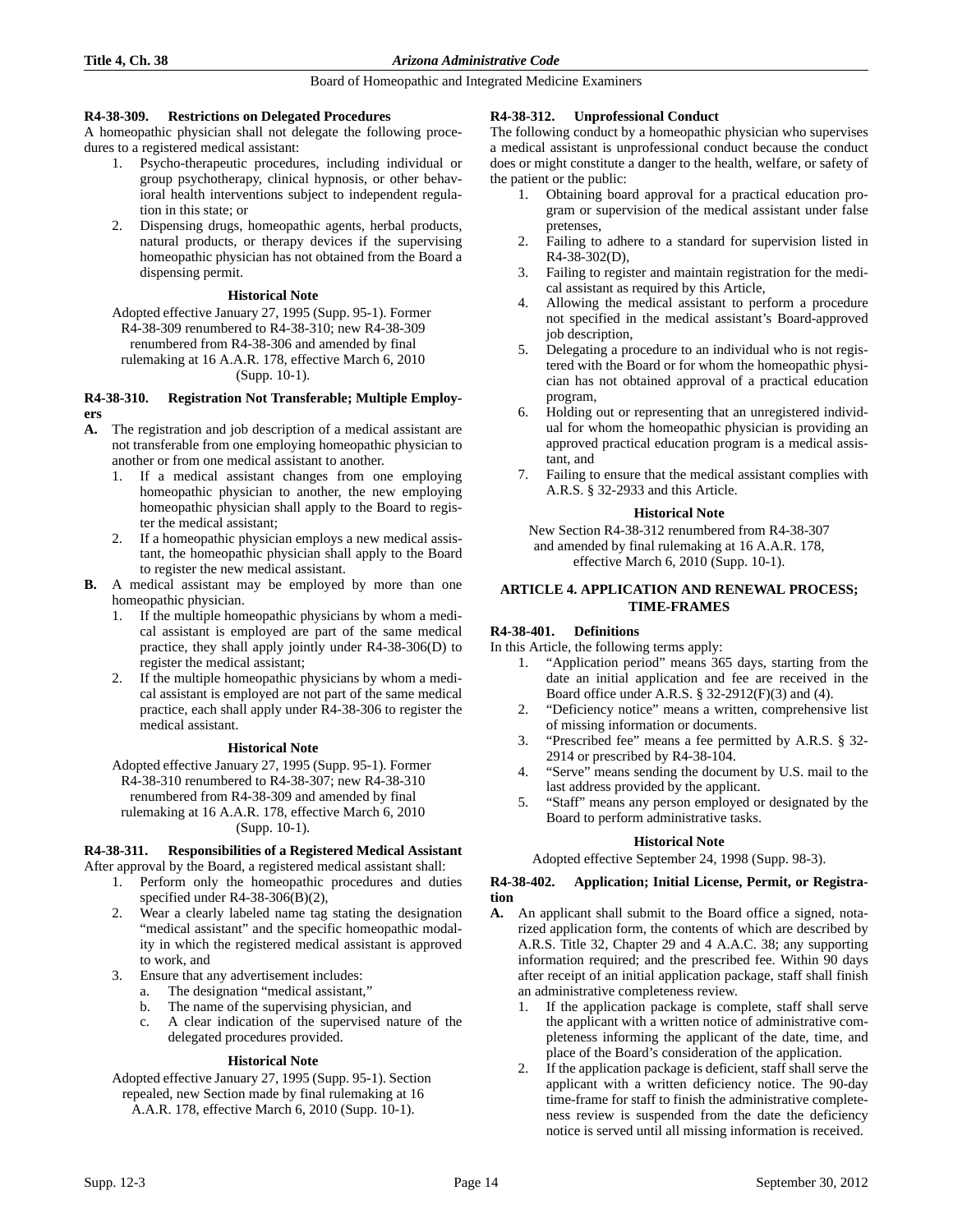### R4-38-309. Restrictions on Delegated Procedures

A homeopathic physician shall not delegate the following procedures to a registered medical assistant:

1. Psycho-therapeutic procedures, including individual or group psychotherapy, clinical hypnosis, or other behavioral health interventions subject to independent regulation in this state; or
2. Dispensing drugs, homeopathic agents, herbal products, natural products, or therapy devices if the supervising homeopathic physician has not obtained from the Board a dispensing permit.

**Historical Note**

Adopted effective January 27, 1995 (Supp. 95-1). Former R4-38-309 renumbered to R4-38-310; new R4-38-309 renumbered from R4-38-306 and amended by final rulemaking at 16 A.A.R. 178, effective March 6, 2010 (Supp. 10-1).

### R4-38-310. Registration Not Transferable; Multiple Employers

**A.** The registration and job description of a medical assistant are not transferable from one employing homeopathic physician to another or from one medical assistant to another.

1. If a medical assistant changes from one employing homeopathic physician to another, the new employing homeopathic physician shall apply to the Board to register the medical assistant;
2. If a homeopathic physician employs a new medical assistant, the homeopathic physician shall apply to the Board to register the new medical assistant.

**B.** A medical assistant may be employed by more than one homeopathic physician.

1. If the multiple homeopathic physicians by whom a medical assistant is employed are part of the same medical practice, they shall apply jointly under R4-38-306(D) to register the medical assistant;
2. If the multiple homeopathic physicians by whom a medical assistant is employed are not part of the same medical practice, each shall apply under R4-38-306 to register the medical assistant.

**Historical Note**

Adopted effective January 27, 1995 (Supp. 95-1). Former R4-38-310 renumbered to R4-38-307; new R4-38-310 renumbered from R4-38-309 and amended by final rulemaking at 16 A.A.R. 178, effective March 6, 2010 (Supp. 10-1).

### R4-38-311. Responsibilities of a Registered Medical Assistant

After approval by the Board, a registered medical assistant shall:

1. Perform only the homeopathic procedures and duties specified under R4-38-306(B)(2),
2. Wear a clearly labeled name tag stating the designation "medical assistant" and the specific homeopathic modality in which the registered medical assistant is approved to work, and
3. Ensure that any advertisement includes:
   a. The designation "medical assistant,"
   b. The name of the supervising physician, and
   c. A clear indication of the supervised nature of the delegated procedures provided.

**Historical Note**

Adopted effective January 27, 1995 (Supp. 95-1). Section repealed, new Section made by final rulemaking at 16 A.A.R. 178, effective March 6, 2010 (Supp. 10-1).

### R4-38-312. Unprofessional Conduct

The following conduct by a homeopathic physician who supervises a medical assistant is unprofessional conduct because the conduct does or might constitute a danger to the health, welfare, or safety of the patient or the public:

1. Obtaining board approval for a practical education program or supervision of the medical assistant under false pretenses,
2. Failing to adhere to a standard for supervision listed in R4-38-302(D),
3. Failing to register and maintain registration for the medical assistant as required by this Article,
4. Allowing the medical assistant to perform a procedure not specified in the medical assistant's Board-approved job description,
5. Delegating a procedure to an individual who is not registered with the Board or for whom the homeopathic physician has not obtained approval of a practical education program,
6. Holding out or representing that an unregistered individual for whom the homeopathic physician is providing an approved practical education program is a medical assistant, and
7. Failing to ensure that the medical assistant complies with A.R.S. § 32-2933 and this Article.

**Historical Note**

New Section R4-38-312 renumbered from R4-38-307 and amended by final rulemaking at 16 A.A.R. 178, effective March 6, 2010 (Supp. 10-1).

## ARTICLE 4. APPLICATION AND RENEWAL PROCESS; TIME-FRAMES

### R4-38-401. Definitions

In this Article, the following terms apply:

1. "Application period" means 365 days, starting from the date an initial application and fee are received in the Board office under A.R.S. § 32-2912(F)(3) and (4).
2. "Deficiency notice" means a written, comprehensive list of missing information or documents.
3. "Prescribed fee" means a fee permitted by A.R.S. § 32-2914 or prescribed by R4-38-104.
4. "Serve" means sending the document by U.S. mail to the last address provided by the applicant.
5. "Staff" means any person employed or designated by the Board to perform administrative tasks.

**Historical Note**

Adopted effective September 24, 1998 (Supp. 98-3).

### R4-38-402. Application; Initial License, Permit, or Registration

**A.** An applicant shall submit to the Board office a signed, notarized application form, the contents of which are described by A.R.S. Title 32, Chapter 29 and 4 A.A.C. 38; any supporting information required; and the prescribed fee. Within 90 days after receipt of an initial application package, staff shall finish an administrative completeness review.

1. If the application package is complete, staff shall serve the applicant with a written notice of administrative completeness informing the applicant of the date, time, and place of the Board's consideration of the application.
2. If the application package is deficient, staff shall serve the applicant with a written deficiency notice. The 90-day time-frame for staff to finish the administrative completeness review is suspended from the date the deficiency notice is served until all missing information is received.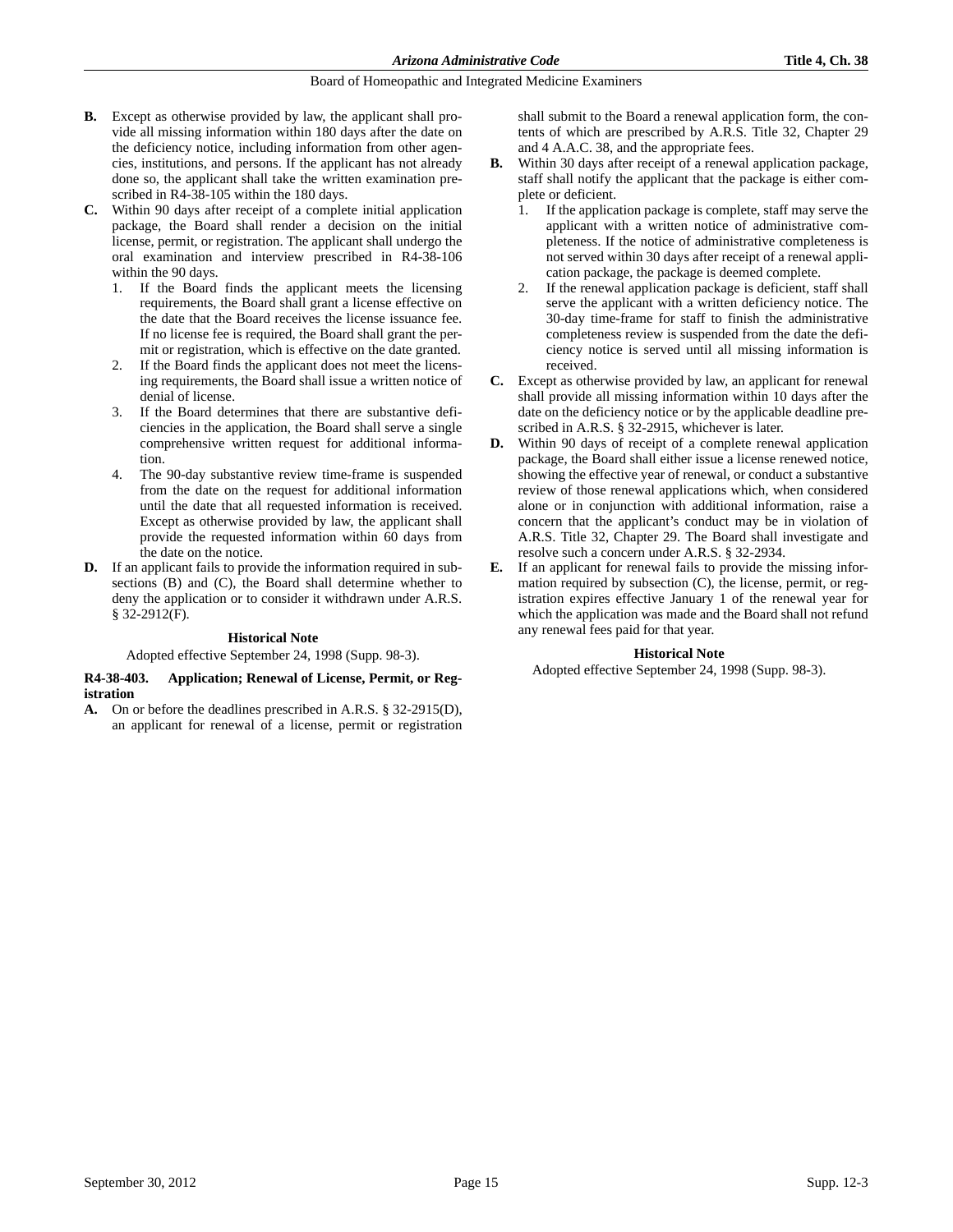**B.** Except as otherwise provided by law, the applicant shall provide all missing information within 180 days after the date on the deficiency notice, including information from other agencies, institutions, and persons. If the applicant has not already done so, the applicant shall take the written examination prescribed in R4-38-105 within the 180 days.

**C.** Within 90 days after receipt of a complete initial application package, the Board shall render a decision on the initial license, permit, or registration. The applicant shall undergo the oral examination and interview prescribed in R4-38-106 within the 90 days.

1. If the Board finds the applicant meets the licensing requirements, the Board shall grant a license effective on the date that the Board receives the license issuance fee. If no license fee is required, the Board shall grant the permit or registration, which is effective on the date granted.
2. If the Board finds the applicant does not meet the licensing requirements, the Board shall issue a written notice of denial of license.
3. If the Board determines that there are substantive deficiencies in the application, the Board shall serve a single comprehensive written request for additional information.
4. The 90-day substantive review time-frame is suspended from the date on the request for additional information until the date that all requested information is received. Except as otherwise provided by law, the applicant shall provide the requested information within 60 days from the date on the notice.

**D.** If an applicant fails to provide the information required in subsections (B) and (C), the Board shall determine whether to deny the application or to consider it withdrawn under A.R.S. § 32-2912(F).

**Historical Note**

Adopted effective September 24, 1998 (Supp. 98-3).

**R4-38-403. Application; Renewal of License, Permit, or Registration**

**A.** On or before the deadlines prescribed in A.R.S. § 32-2915(D), an applicant for renewal of a license, permit or registration shall submit to the Board a renewal application form, the contents of which are prescribed by A.R.S. Title 32, Chapter 29 and 4 A.A.C. 38, and the appropriate fees.

**B.** Within 30 days after receipt of a renewal application package, staff shall notify the applicant that the package is either complete or deficient.

1. If the application package is complete, staff may serve the applicant with a written notice of administrative completeness. If the notice of administrative completeness is not served within 30 days after receipt of a renewal application package, the package is deemed complete.
2. If the renewal application package is deficient, staff shall serve the applicant with a written deficiency notice. The 30-day time-frame for staff to finish the administrative completeness review is suspended from the date the deficiency notice is served until all missing information is received.

**C.** Except as otherwise provided by law, an applicant for renewal shall provide all missing information within 10 days after the date on the deficiency notice or by the applicable deadline prescribed in A.R.S. § 32-2915, whichever is later.

**D.** Within 90 days of receipt of a complete renewal application package, the Board shall either issue a license renewed notice, showing the effective year of renewal, or conduct a substantive review of those renewal applications which, when considered alone or in conjunction with additional information, raise a concern that the applicant's conduct may be in violation of A.R.S. Title 32, Chapter 29. The Board shall investigate and resolve such a concern under A.R.S. § 32-2934.

**E.** If an applicant for renewal fails to provide the missing information required by subsection (C), the license, permit, or registration expires effective January 1 of the renewal year for which the application was made and the Board shall not refund any renewal fees paid for that year.

**Historical Note**

Adopted effective September 24, 1998 (Supp. 98-3).